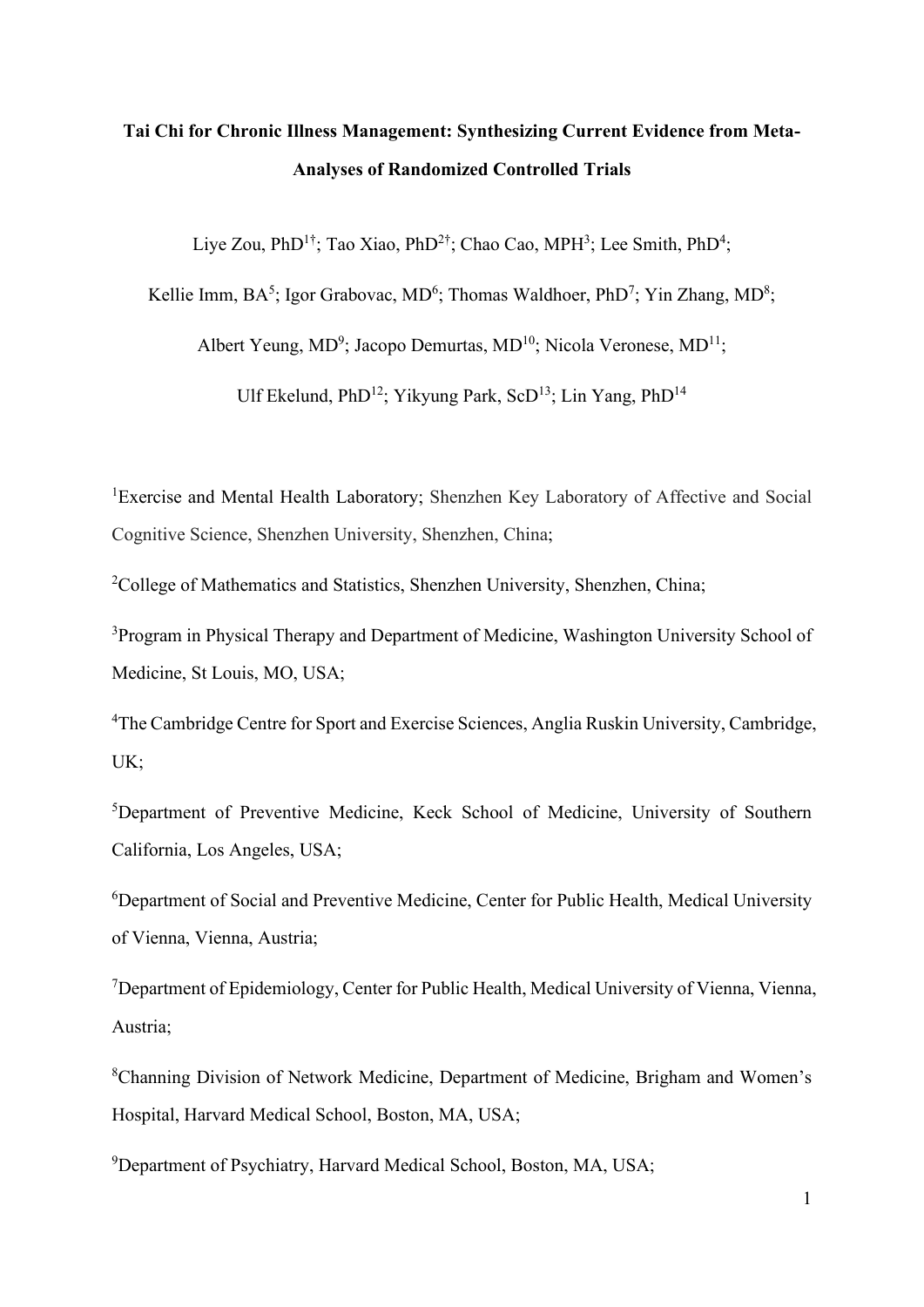# Tai Chi for Chronic Illness Management: Synthesizing Current Evidence from Meta-Analyses of Randomized Controlled Trials

Liye Zou, PhD[1†]; Tao Xiao, PhD[2†]; Chao Cao, MPH[3]; Lee Smith, PhD[4];

Kellie Imm, BA[5]; Igor Grabovac, MD[6]; Thomas Waldhoer, PhD[7]; Yin Zhang, MD[8];

Albert Yeung, MD[9]; Jacopo Demurtas, MD[10]; Nicola Veronese, MD[11];

Ulf Ekelund, PhD[12]; Yikyung Park, ScD[13]; Lin Yang, PhD[14]

[1]Exercise and Mental Health Laboratory; Shenzhen Key Laboratory of Affective and Social Cognitive Science, Shenzhen University, Shenzhen, China;

[2]College of Mathematics and Statistics, Shenzhen University, Shenzhen, China;

[3]Program in Physical Therapy and Department of Medicine, Washington University School of Medicine, St Louis, MO, USA;

[4]The Cambridge Centre for Sport and Exercise Sciences, Anglia Ruskin University, Cambridge, UK;

[5]Department of Preventive Medicine, Keck School of Medicine, University of Southern California, Los Angeles, USA;

[6]Department of Social and Preventive Medicine, Center for Public Health, Medical University of Vienna, Vienna, Austria;

[7]Department of Epidemiology, Center for Public Health, Medical University of Vienna, Vienna, Austria;

[8]Channing Division of Network Medicine, Department of Medicine, Brigham and Women's Hospital, Harvard Medical School, Boston, MA, USA;

[9]Department of Psychiatry, Harvard Medical School, Boston, MA, USA;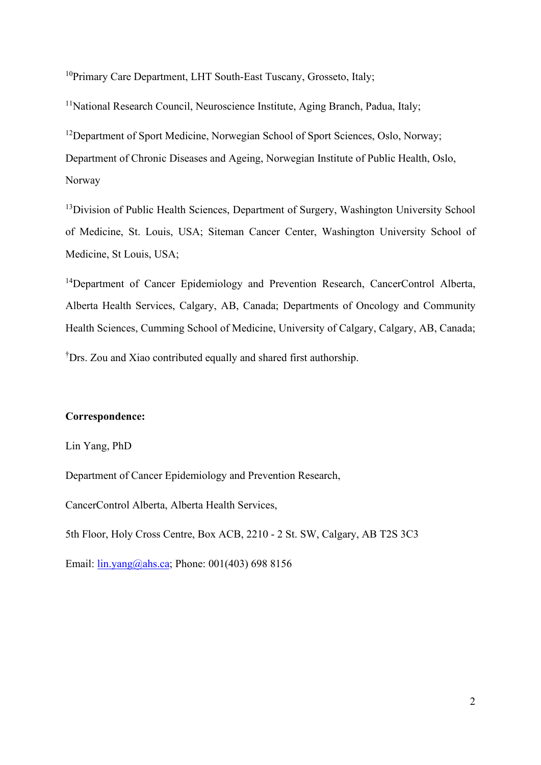[10]Primary Care Department, LHT South-East Tuscany, Grosseto, Italy;

[11]National Research Council, Neuroscience Institute, Aging Branch, Padua, Italy;

[12]Department of Sport Medicine, Norwegian School of Sport Sciences, Oslo, Norway; Department of Chronic Diseases and Ageing, Norwegian Institute of Public Health, Oslo, Norway

[13]Division of Public Health Sciences, Department of Surgery, Washington University School of Medicine, St. Louis, USA; Siteman Cancer Center, Washington University School of Medicine, St Louis, USA;

[14]Department of Cancer Epidemiology and Prevention Research, CancerControl Alberta, Alberta Health Services, Calgary, AB, Canada; Departments of Oncology and Community Health Sciences, Cumming School of Medicine, University of Calgary, Calgary, AB, Canada;

[†]Drs. Zou and Xiao contributed equally and shared first authorship.

**Correspondence:**

Lin Yang, PhD

Department of Cancer Epidemiology and Prevention Research,

CancerControl Alberta, Alberta Health Services,

5th Floor, Holy Cross Centre, Box ACB, 2210 - 2 St. SW, Calgary, AB T2S 3C3

Email: lin.yang@ahs.ca; Phone: 001(403) 698 8156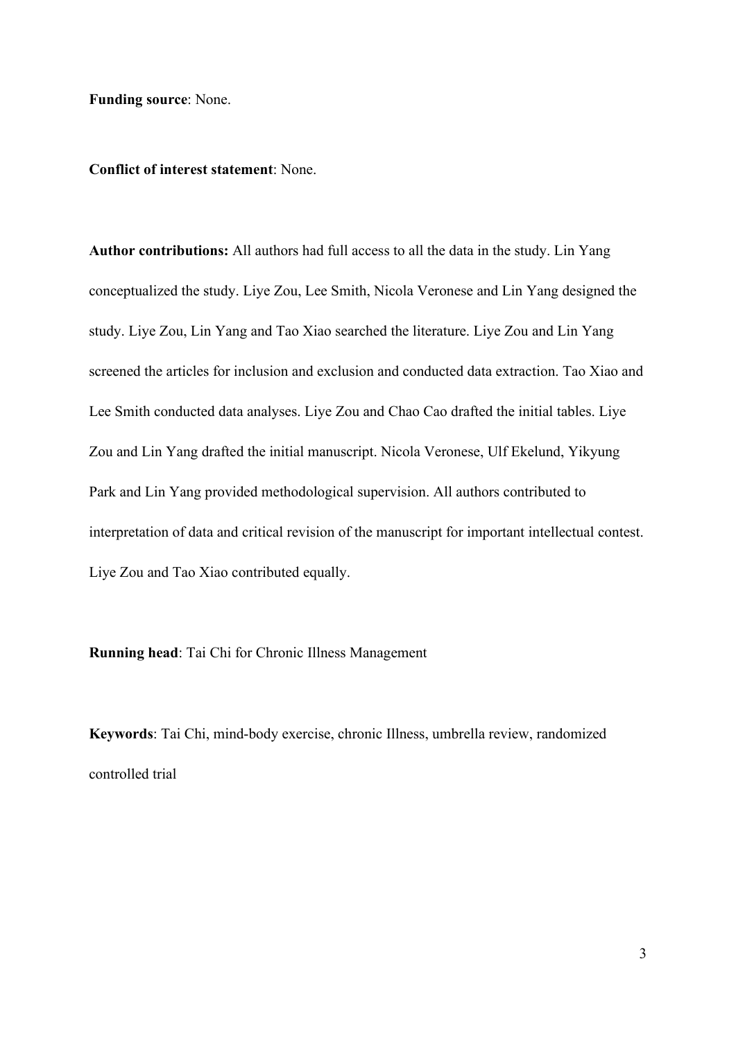**Funding source**: None.

**Conflict of interest statement**: None.

**Author contributions:** All authors had full access to all the data in the study. Lin Yang conceptualized the study. Liye Zou, Lee Smith, Nicola Veronese and Lin Yang designed the study. Liye Zou, Lin Yang and Tao Xiao searched the literature. Liye Zou and Lin Yang screened the articles for inclusion and exclusion and conducted data extraction. Tao Xiao and Lee Smith conducted data analyses. Liye Zou and Chao Cao drafted the initial tables. Liye Zou and Lin Yang drafted the initial manuscript. Nicola Veronese, Ulf Ekelund, Yikyung Park and Lin Yang provided methodological supervision. All authors contributed to interpretation of data and critical revision of the manuscript for important intellectual contest. Liye Zou and Tao Xiao contributed equally.

**Running head**: Tai Chi for Chronic Illness Management

**Keywords**: Tai Chi, mind-body exercise, chronic Illness, umbrella review, randomized controlled trial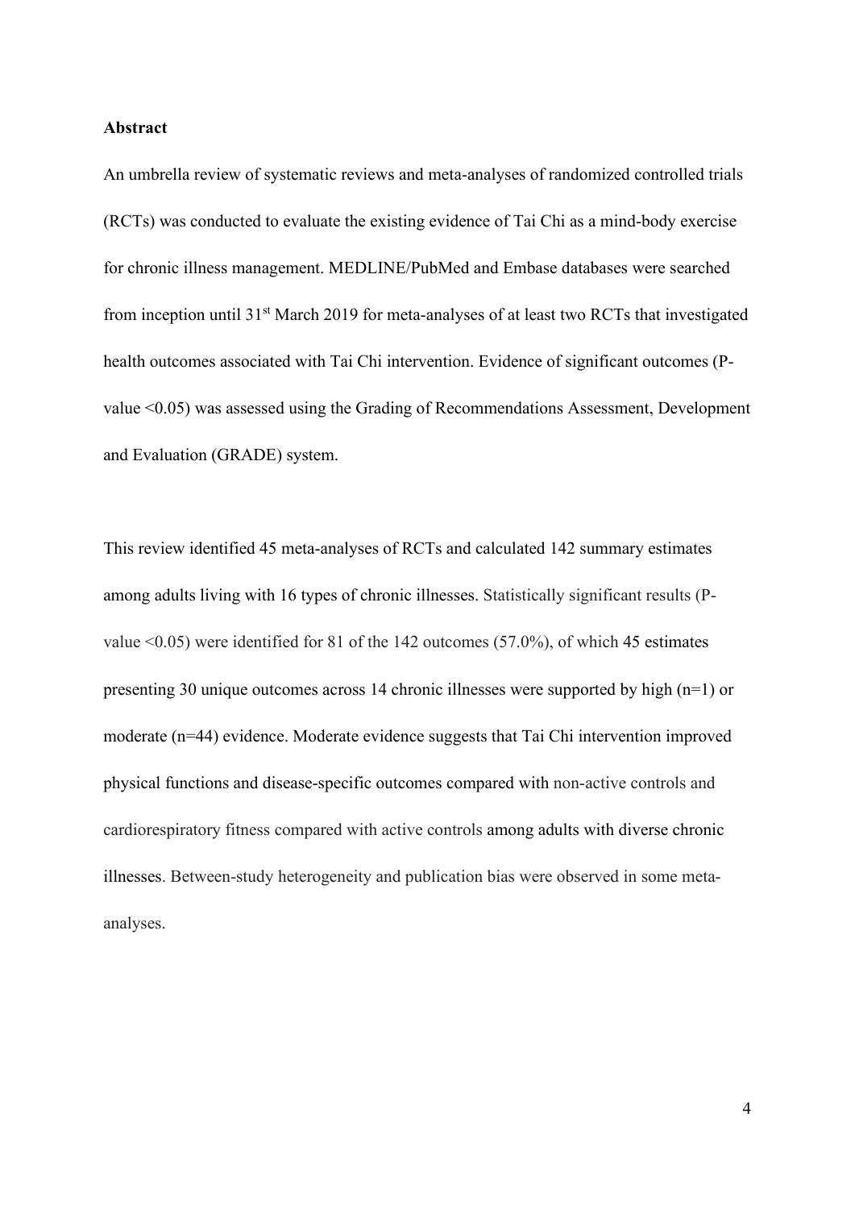**Abstract**

An umbrella review of systematic reviews and meta-analyses of randomized controlled trials (RCTs) was conducted to evaluate the existing evidence of Tai Chi as a mind-body exercise for chronic illness management. MEDLINE/PubMed and Embase databases were searched from inception until 31st March 2019 for meta-analyses of at least two RCTs that investigated health outcomes associated with Tai Chi intervention. Evidence of significant outcomes (P-value <0.05) was assessed using the Grading of Recommendations Assessment, Development and Evaluation (GRADE) system.

This review identified 45 meta-analyses of RCTs and calculated 142 summary estimates among adults living with 16 types of chronic illnesses. Statistically significant results (P-value <0.05) were identified for 81 of the 142 outcomes (57.0%), of which 45 estimates presenting 30 unique outcomes across 14 chronic illnesses were supported by high (n=1) or moderate (n=44) evidence. Moderate evidence suggests that Tai Chi intervention improved physical functions and disease-specific outcomes compared with non-active controls and cardiorespiratory fitness compared with active controls among adults with diverse chronic illnesses. Between-study heterogeneity and publication bias were observed in some meta-analyses.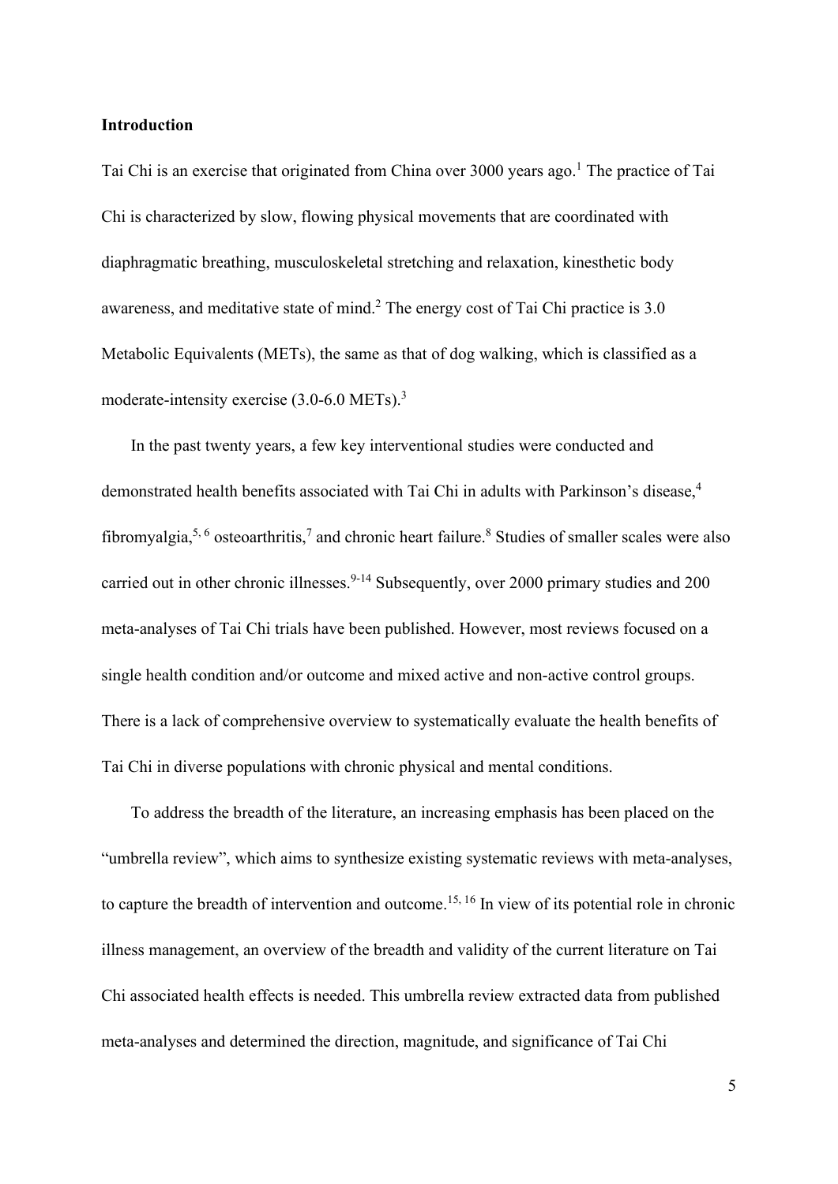## Introduction

Tai Chi is an exercise that originated from China over 3000 years ago.[1] The practice of Tai Chi is characterized by slow, flowing physical movements that are coordinated with diaphragmatic breathing, musculoskeletal stretching and relaxation, kinesthetic body awareness, and meditative state of mind.[2] The energy cost of Tai Chi practice is 3.0 Metabolic Equivalents (METs), the same as that of dog walking, which is classified as a moderate-intensity exercise (3.0-6.0 METs).[3]

In the past twenty years, a few key interventional studies were conducted and demonstrated health benefits associated with Tai Chi in adults with Parkinson's disease,[4] fibromyalgia,[5, 6] osteoarthritis,[7] and chronic heart failure.[8] Studies of smaller scales were also carried out in other chronic illnesses.[9-14] Subsequently, over 2000 primary studies and 200 meta-analyses of Tai Chi trials have been published. However, most reviews focused on a single health condition and/or outcome and mixed active and non-active control groups. There is a lack of comprehensive overview to systematically evaluate the health benefits of Tai Chi in diverse populations with chronic physical and mental conditions.

To address the breadth of the literature, an increasing emphasis has been placed on the "umbrella review", which aims to synthesize existing systematic reviews with meta-analyses, to capture the breadth of intervention and outcome.[15, 16] In view of its potential role in chronic illness management, an overview of the breadth and validity of the current literature on Tai Chi associated health effects is needed. This umbrella review extracted data from published meta-analyses and determined the direction, magnitude, and significance of Tai Chi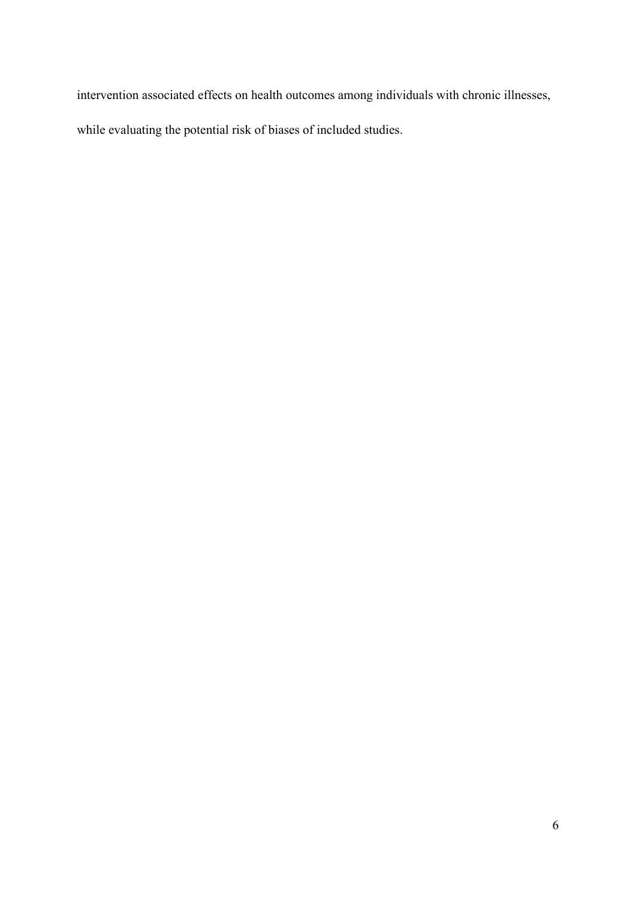intervention associated effects on health outcomes among individuals with chronic illnesses, while evaluating the potential risk of biases of included studies.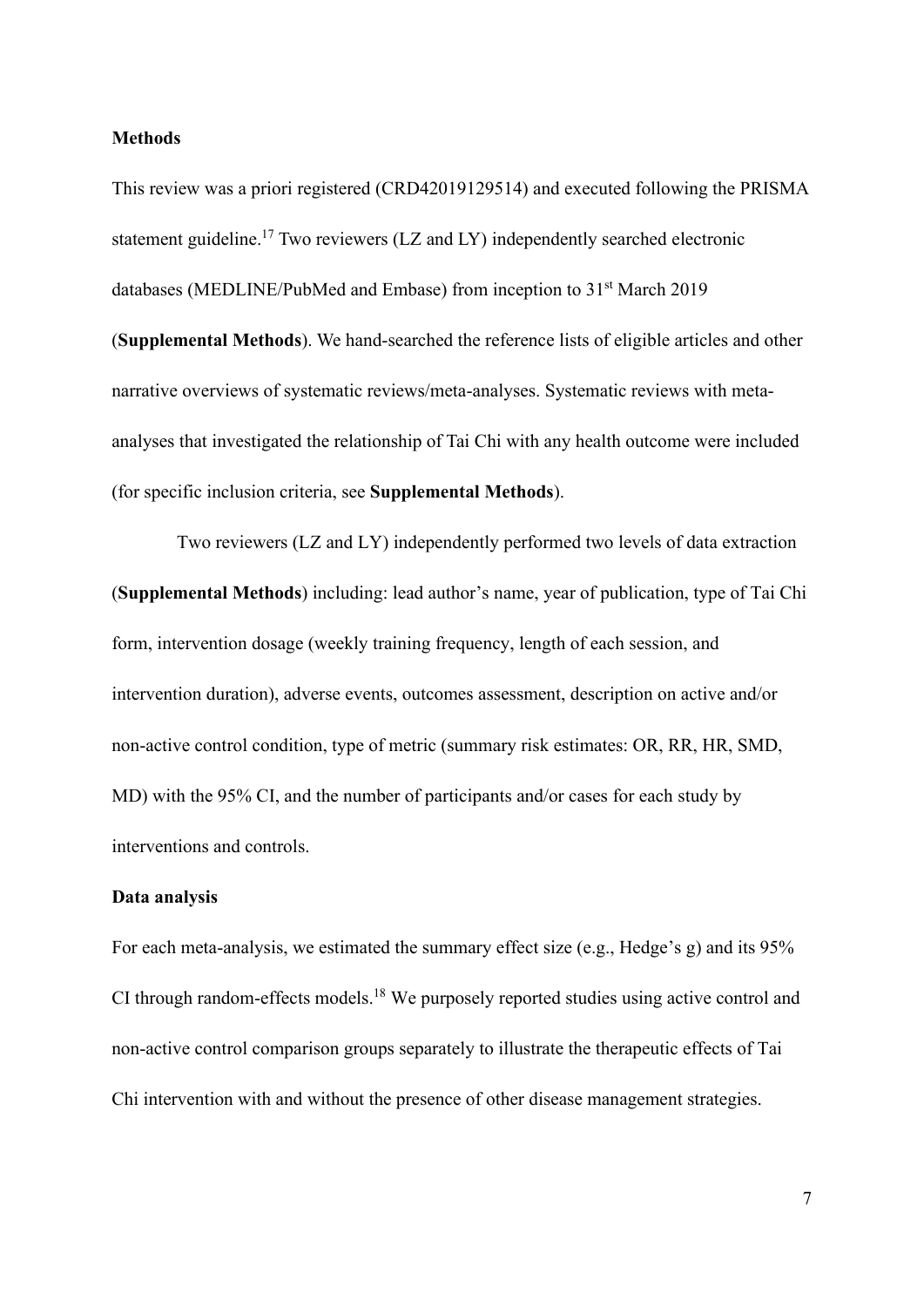## Methods

This review was a priori registered (CRD42019129514) and executed following the PRISMA statement guideline.[17] Two reviewers (LZ and LY) independently searched electronic databases (MEDLINE/PubMed and Embase) from inception to 31st March 2019 (**Supplemental Methods**). We hand-searched the reference lists of eligible articles and other narrative overviews of systematic reviews/meta-analyses. Systematic reviews with meta-analyses that investigated the relationship of Tai Chi with any health outcome were included (for specific inclusion criteria, see **Supplemental Methods**).

Two reviewers (LZ and LY) independently performed two levels of data extraction (**Supplemental Methods**) including: lead author's name, year of publication, type of Tai Chi form, intervention dosage (weekly training frequency, length of each session, and intervention duration), adverse events, outcomes assessment, description on active and/or non-active control condition, type of metric (summary risk estimates: OR, RR, HR, SMD, MD) with the 95% CI, and the number of participants and/or cases for each study by interventions and controls.

### Data analysis

For each meta-analysis, we estimated the summary effect size (e.g., Hedge's g) and its 95% CI through random-effects models.[18] We purposely reported studies using active control and non-active control comparison groups separately to illustrate the therapeutic effects of Tai Chi intervention with and without the presence of other disease management strategies.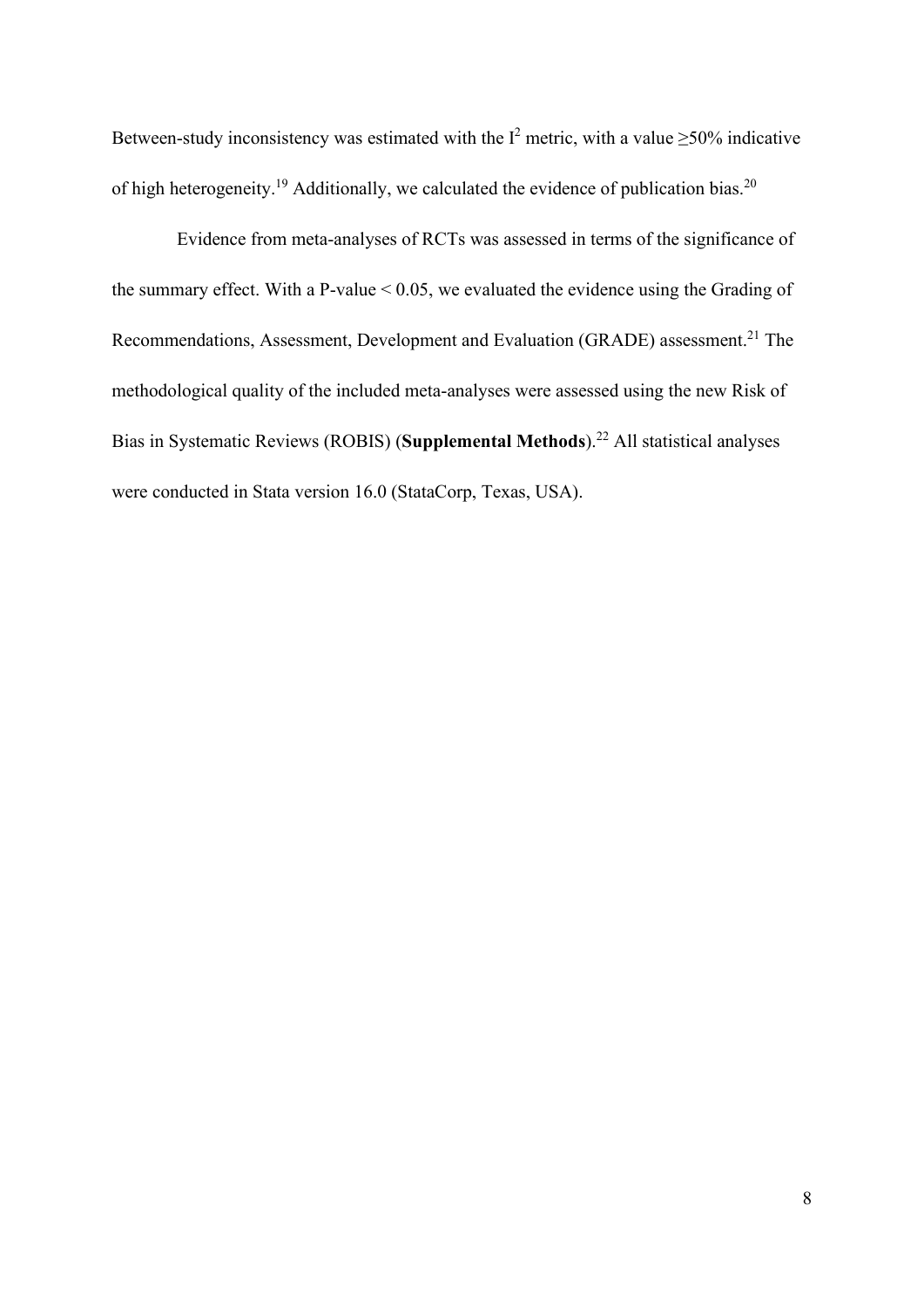Between-study inconsistency was estimated with the $I^2$ metric, with a value $\geq$50% indicative of high heterogeneity.[19] Additionally, we calculated the evidence of publication bias.[20]

Evidence from meta-analyses of RCTs was assessed in terms of the significance of the summary effect. With a P-value $< 0.05$, we evaluated the evidence using the Grading of Recommendations, Assessment, Development and Evaluation (GRADE) assessment.[21] The methodological quality of the included meta-analyses were assessed using the new Risk of Bias in Systematic Reviews (ROBIS) (**Supplemental Methods**).[22] All statistical analyses were conducted in Stata version 16.0 (StataCorp, Texas, USA).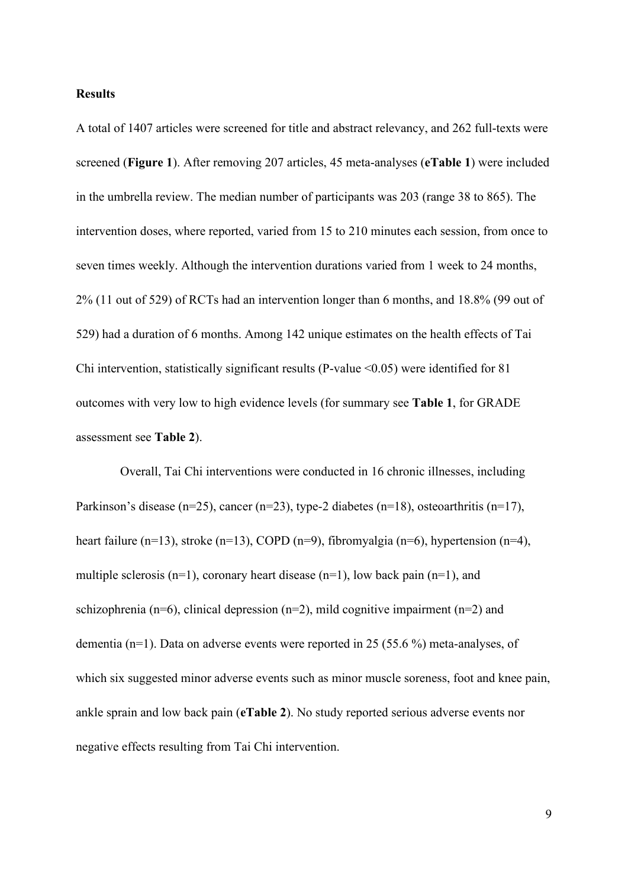**Results**

A total of 1407 articles were screened for title and abstract relevancy, and 262 full-texts were screened (**Figure 1**). After removing 207 articles, 45 meta-analyses (**eTable 1**) were included in the umbrella review. The median number of participants was 203 (range 38 to 865). The intervention doses, where reported, varied from 15 to 210 minutes each session, from once to seven times weekly. Although the intervention durations varied from 1 week to 24 months, 2% (11 out of 529) of RCTs had an intervention longer than 6 months, and 18.8% (99 out of 529) had a duration of 6 months. Among 142 unique estimates on the health effects of Tai Chi intervention, statistically significant results (P-value <0.05) were identified for 81 outcomes with very low to high evidence levels (for summary see **Table 1**, for GRADE assessment see **Table 2**).

Overall, Tai Chi interventions were conducted in 16 chronic illnesses, including Parkinson's disease (n=25), cancer (n=23), type-2 diabetes (n=18), osteoarthritis (n=17), heart failure (n=13), stroke (n=13), COPD (n=9), fibromyalgia (n=6), hypertension (n=4), multiple sclerosis (n=1), coronary heart disease (n=1), low back pain (n=1), and schizophrenia (n=6), clinical depression (n=2), mild cognitive impairment (n=2) and dementia (n=1). Data on adverse events were reported in 25 (55.6 %) meta-analyses, of which six suggested minor adverse events such as minor muscle soreness, foot and knee pain, ankle sprain and low back pain (**eTable 2**). No study reported serious adverse events nor negative effects resulting from Tai Chi intervention.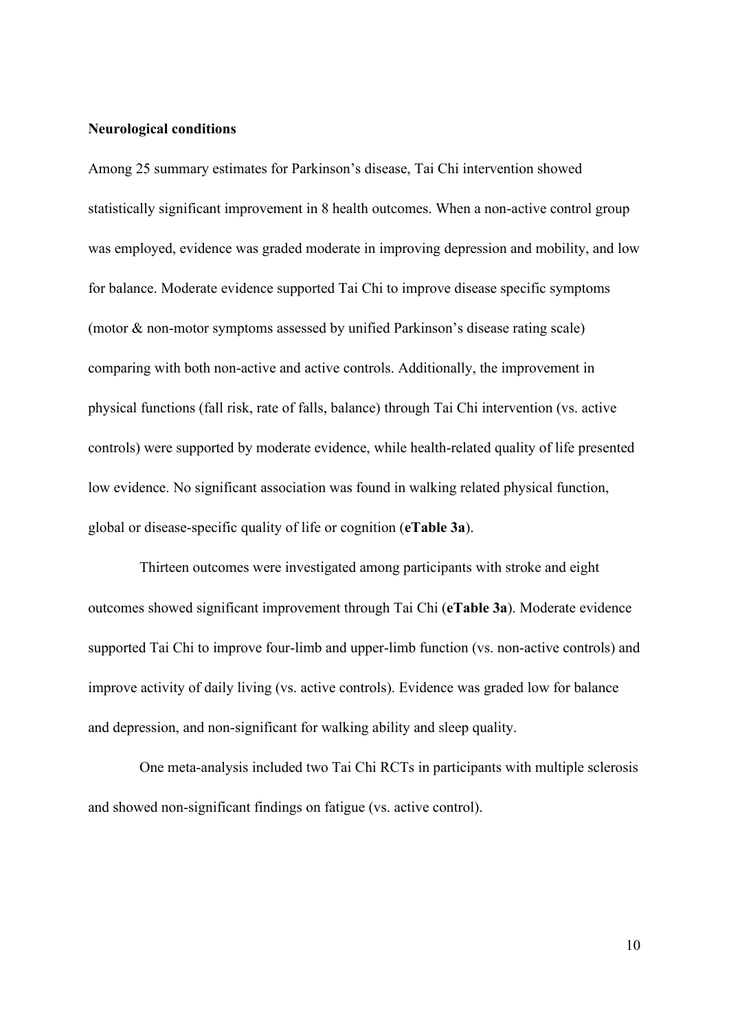**Neurological conditions**

Among 25 summary estimates for Parkinson's disease, Tai Chi intervention showed statistically significant improvement in 8 health outcomes. When a non-active control group was employed, evidence was graded moderate in improving depression and mobility, and low for balance. Moderate evidence supported Tai Chi to improve disease specific symptoms (motor & non-motor symptoms assessed by unified Parkinson's disease rating scale) comparing with both non-active and active controls. Additionally, the improvement in physical functions (fall risk, rate of falls, balance) through Tai Chi intervention (vs. active controls) were supported by moderate evidence, while health-related quality of life presented low evidence. No significant association was found in walking related physical function, global or disease-specific quality of life or cognition (**eTable 3a**).

Thirteen outcomes were investigated among participants with stroke and eight outcomes showed significant improvement through Tai Chi (**eTable 3a**). Moderate evidence supported Tai Chi to improve four-limb and upper-limb function (vs. non-active controls) and improve activity of daily living (vs. active controls). Evidence was graded low for balance and depression, and non-significant for walking ability and sleep quality.

One meta-analysis included two Tai Chi RCTs in participants with multiple sclerosis and showed non-significant findings on fatigue (vs. active control).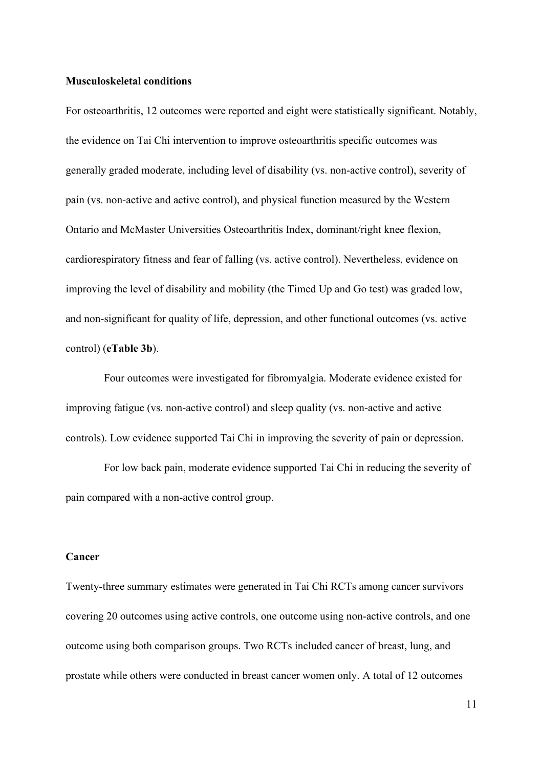**Musculoskeletal conditions**

For osteoarthritis, 12 outcomes were reported and eight were statistically significant. Notably, the evidence on Tai Chi intervention to improve osteoarthritis specific outcomes was generally graded moderate, including level of disability (vs. non-active control), severity of pain (vs. non-active and active control), and physical function measured by the Western Ontario and McMaster Universities Osteoarthritis Index, dominant/right knee flexion, cardiorespiratory fitness and fear of falling (vs. active control). Nevertheless, evidence on improving the level of disability and mobility (the Timed Up and Go test) was graded low, and non-significant for quality of life, depression, and other functional outcomes (vs. active control) (**eTable 3b**).

Four outcomes were investigated for fibromyalgia. Moderate evidence existed for improving fatigue (vs. non-active control) and sleep quality (vs. non-active and active controls). Low evidence supported Tai Chi in improving the severity of pain or depression.

For low back pain, moderate evidence supported Tai Chi in reducing the severity of pain compared with a non-active control group.

**Cancer**

Twenty-three summary estimates were generated in Tai Chi RCTs among cancer survivors covering 20 outcomes using active controls, one outcome using non-active controls, and one outcome using both comparison groups. Two RCTs included cancer of breast, lung, and prostate while others were conducted in breast cancer women only. A total of 12 outcomes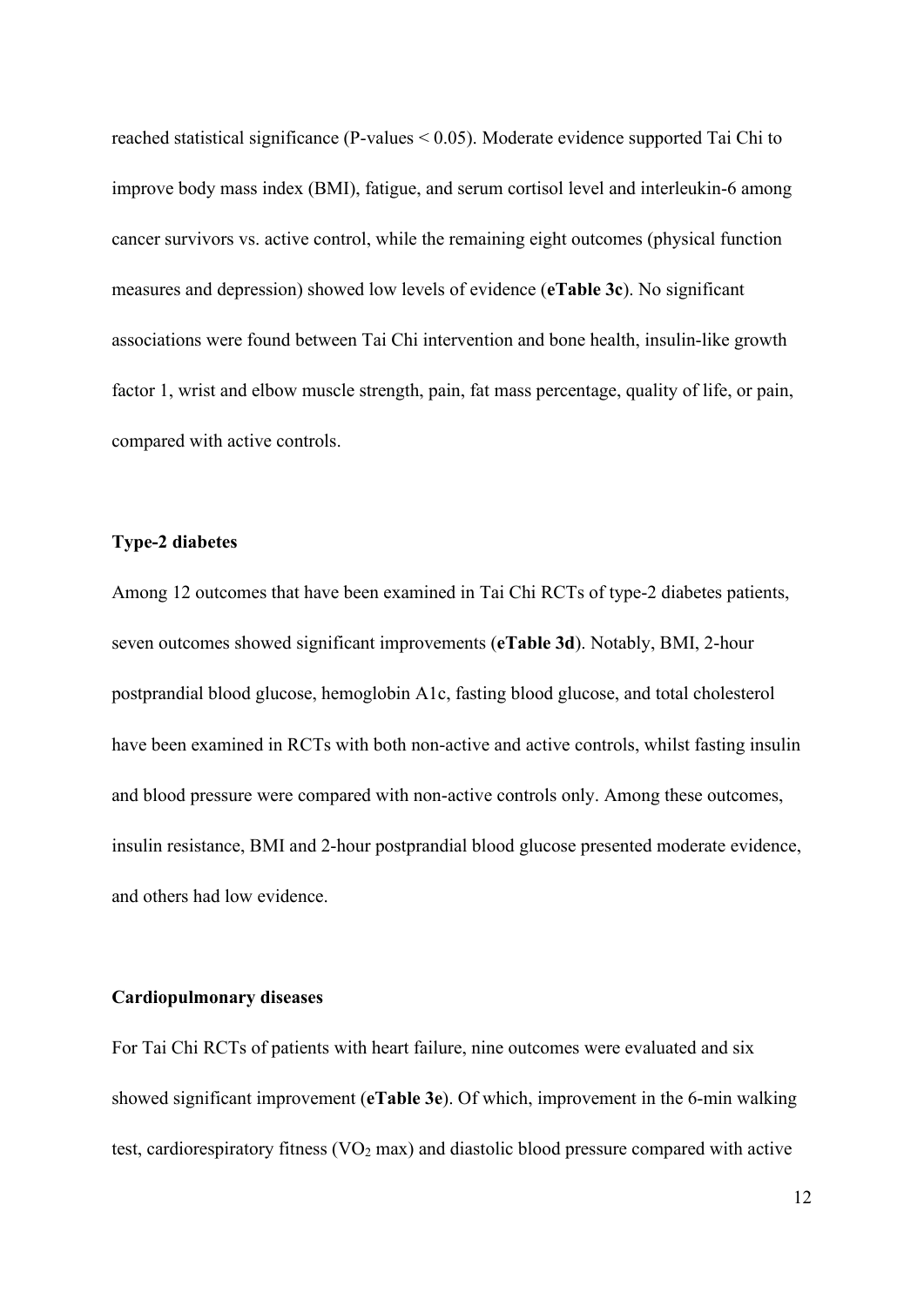reached statistical significance ($P$-values $< 0.05$). Moderate evidence supported Tai Chi to improve body mass index (BMI), fatigue, and serum cortisol level and interleukin-6 among cancer survivors vs. active control, while the remaining eight outcomes (physical function measures and depression) showed low levels of evidence (**eTable 3c**). No significant associations were found between Tai Chi intervention and bone health, insulin-like growth factor 1, wrist and elbow muscle strength, pain, fat mass percentage, quality of life, or pain, compared with active controls.

### Type-2 diabetes

Among 12 outcomes that have been examined in Tai Chi RCTs of type-2 diabetes patients, seven outcomes showed significant improvements (**eTable 3d**). Notably, BMI, 2-hour postprandial blood glucose, hemoglobin A1c, fasting blood glucose, and total cholesterol have been examined in RCTs with both non-active and active controls, whilst fasting insulin and blood pressure were compared with non-active controls only. Among these outcomes, insulin resistance, BMI and 2-hour postprandial blood glucose presented moderate evidence, and others had low evidence.

### Cardiopulmonary diseases

For Tai Chi RCTs of patients with heart failure, nine outcomes were evaluated and six showed significant improvement (**eTable 3e**). Of which, improvement in the 6-min walking test, cardiorespiratory fitness ($VO_2$ max) and diastolic blood pressure compared with active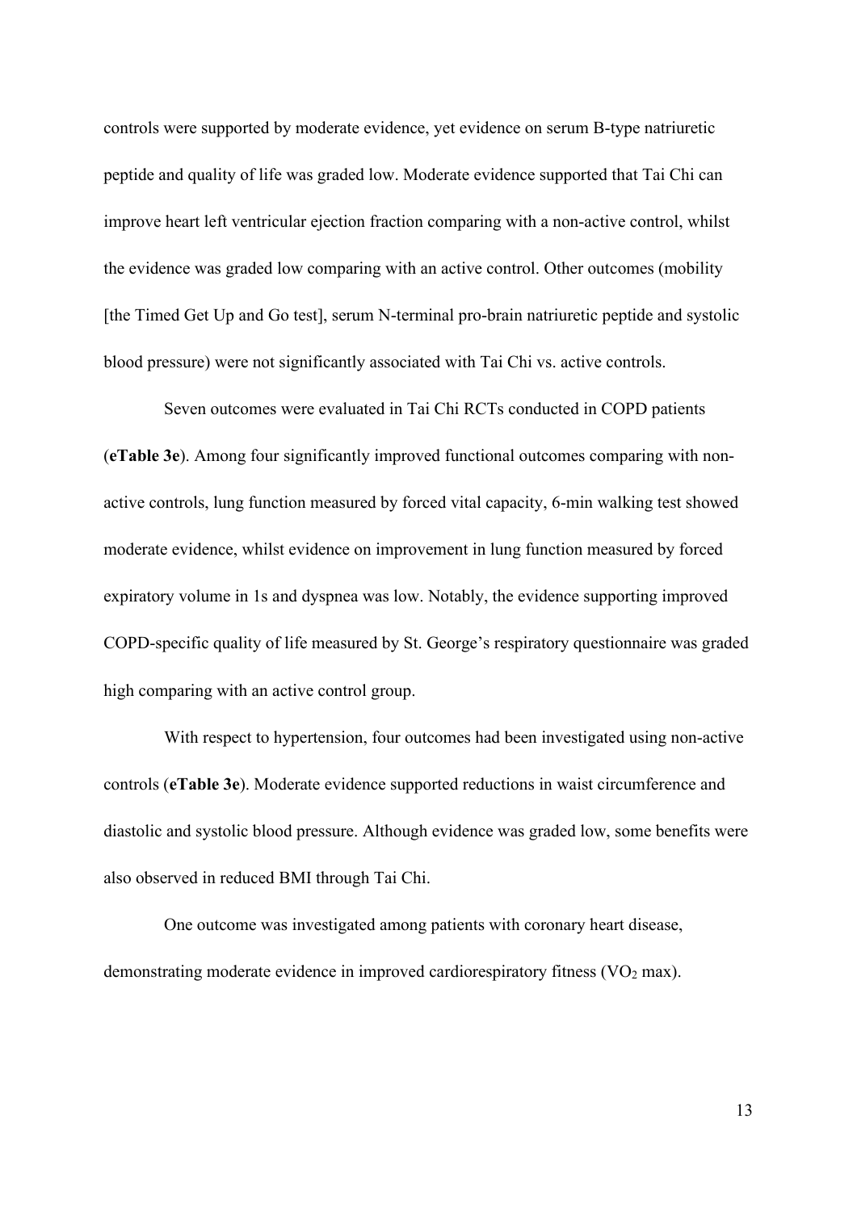controls were supported by moderate evidence, yet evidence on serum B-type natriuretic peptide and quality of life was graded low. Moderate evidence supported that Tai Chi can improve heart left ventricular ejection fraction comparing with a non-active control, whilst the evidence was graded low comparing with an active control. Other outcomes (mobility [the Timed Get Up and Go test], serum N-terminal pro-brain natriuretic peptide and systolic blood pressure) were not significantly associated with Tai Chi vs. active controls.

Seven outcomes were evaluated in Tai Chi RCTs conducted in COPD patients (**eTable 3e**). Among four significantly improved functional outcomes comparing with non-active controls, lung function measured by forced vital capacity, 6-min walking test showed moderate evidence, whilst evidence on improvement in lung function measured by forced expiratory volume in 1s and dyspnea was low. Notably, the evidence supporting improved COPD-specific quality of life measured by St. George's respiratory questionnaire was graded high comparing with an active control group.

With respect to hypertension, four outcomes had been investigated using non-active controls (**eTable 3e**). Moderate evidence supported reductions in waist circumference and diastolic and systolic blood pressure. Although evidence was graded low, some benefits were also observed in reduced BMI through Tai Chi.

One outcome was investigated among patients with coronary heart disease, demonstrating moderate evidence in improved cardiorespiratory fitness ($VO_2$ max).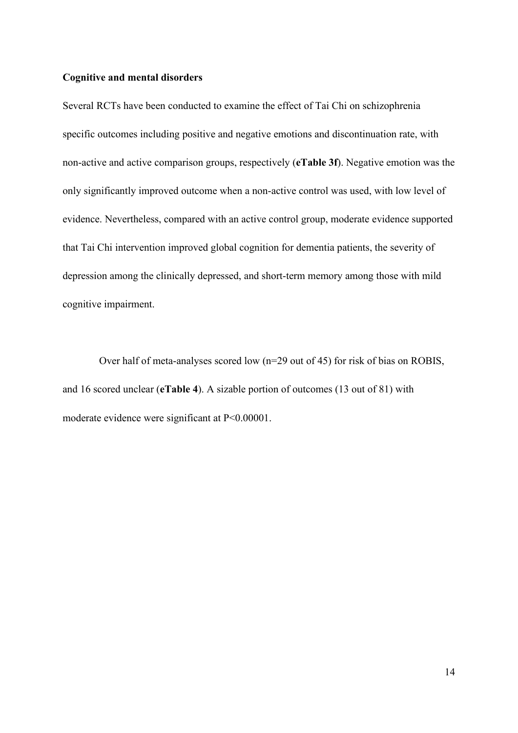**Cognitive and mental disorders**

Several RCTs have been conducted to examine the effect of Tai Chi on schizophrenia specific outcomes including positive and negative emotions and discontinuation rate, with non-active and active comparison groups, respectively (**eTable 3f**). Negative emotion was the only significantly improved outcome when a non-active control was used, with low level of evidence. Nevertheless, compared with an active control group, moderate evidence supported that Tai Chi intervention improved global cognition for dementia patients, the severity of depression among the clinically depressed, and short-term memory among those with mild cognitive impairment.

Over half of meta-analyses scored low (n=29 out of 45) for risk of bias on ROBIS, and 16 scored unclear (**eTable 4**). A sizable portion of outcomes (13 out of 81) with moderate evidence were significant at $P<0.00001$.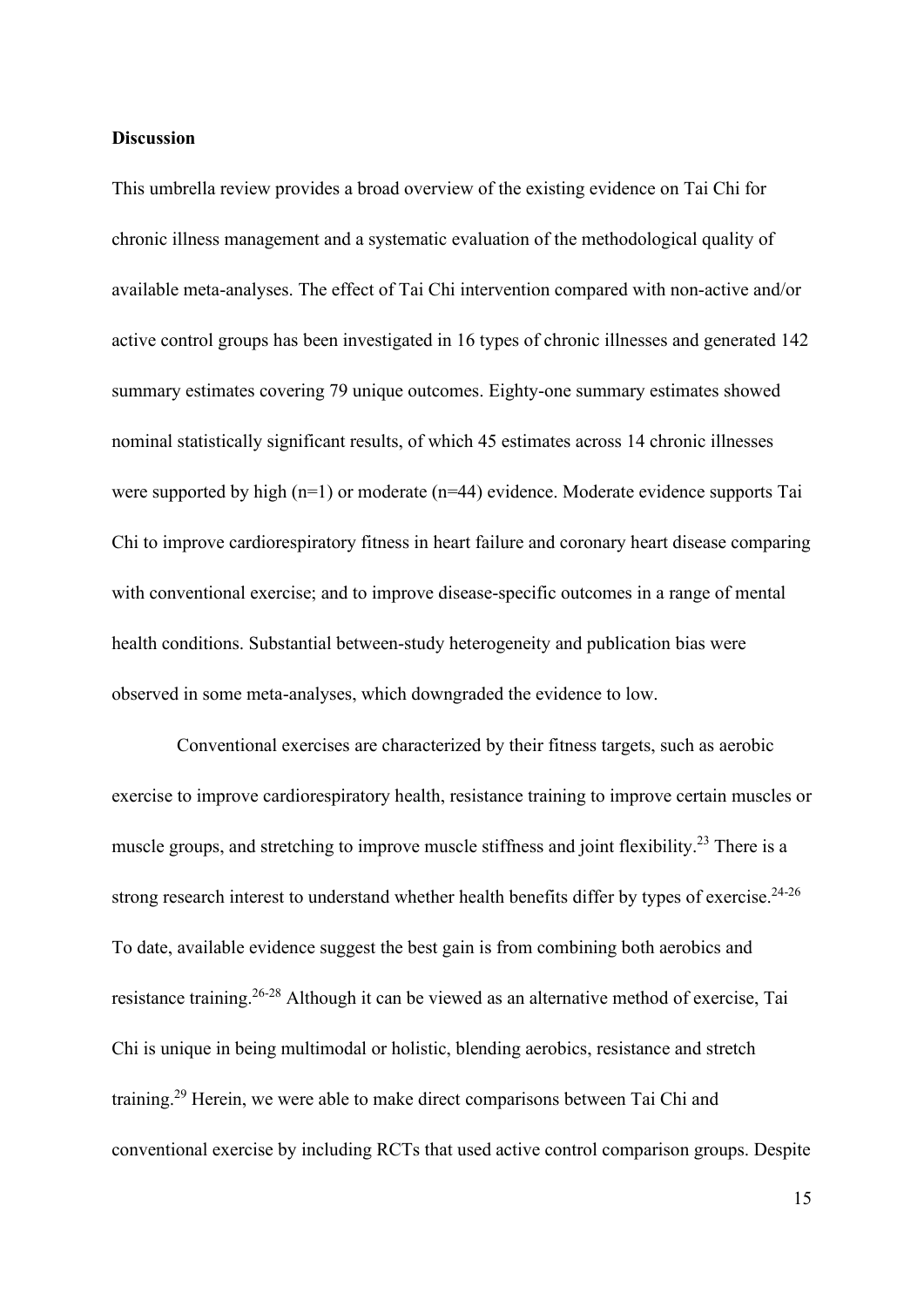**Discussion**

This umbrella review provides a broad overview of the existing evidence on Tai Chi for chronic illness management and a systematic evaluation of the methodological quality of available meta-analyses. The effect of Tai Chi intervention compared with non-active and/or active control groups has been investigated in 16 types of chronic illnesses and generated 142 summary estimates covering 79 unique outcomes. Eighty-one summary estimates showed nominal statistically significant results, of which 45 estimates across 14 chronic illnesses were supported by high (n=1) or moderate (n=44) evidence. Moderate evidence supports Tai Chi to improve cardiorespiratory fitness in heart failure and coronary heart disease comparing with conventional exercise; and to improve disease-specific outcomes in a range of mental health conditions. Substantial between-study heterogeneity and publication bias were observed in some meta-analyses, which downgraded the evidence to low.

Conventional exercises are characterized by their fitness targets, such as aerobic exercise to improve cardiorespiratory health, resistance training to improve certain muscles or muscle groups, and stretching to improve muscle stiffness and joint flexibility.[23] There is a strong research interest to understand whether health benefits differ by types of exercise.[24-26] To date, available evidence suggest the best gain is from combining both aerobics and resistance training.[26-28] Although it can be viewed as an alternative method of exercise, Tai Chi is unique in being multimodal or holistic, blending aerobics, resistance and stretch training.[29] Herein, we were able to make direct comparisons between Tai Chi and conventional exercise by including RCTs that used active control comparison groups. Despite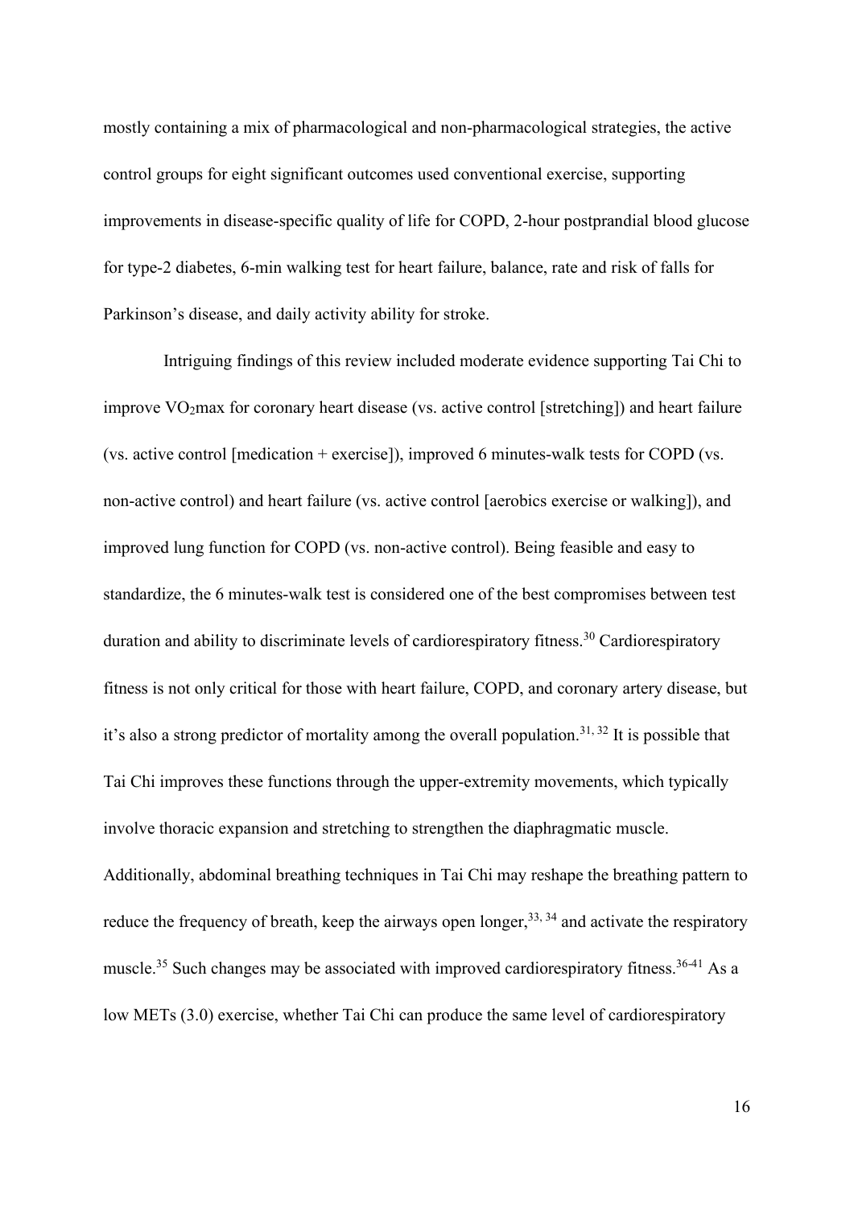mostly containing a mix of pharmacological and non-pharmacological strategies, the active control groups for eight significant outcomes used conventional exercise, supporting improvements in disease-specific quality of life for COPD, 2-hour postprandial blood glucose for type-2 diabetes, 6-min walking test for heart failure, balance, rate and risk of falls for Parkinson's disease, and daily activity ability for stroke.

Intriguing findings of this review included moderate evidence supporting Tai Chi to improve $VO_2$max for coronary heart disease (vs. active control [stretching]) and heart failure (vs. active control [medication + exercise]), improved 6 minutes-walk tests for COPD (vs. non-active control) and heart failure (vs. active control [aerobics exercise or walking]), and improved lung function for COPD (vs. non-active control). Being feasible and easy to standardize, the 6 minutes-walk test is considered one of the best compromises between test duration and ability to discriminate levels of cardiorespiratory fitness.[30] Cardiorespiratory fitness is not only critical for those with heart failure, COPD, and coronary artery disease, but it's also a strong predictor of mortality among the overall population.[31, 32] It is possible that Tai Chi improves these functions through the upper-extremity movements, which typically involve thoracic expansion and stretching to strengthen the diaphragmatic muscle. Additionally, abdominal breathing techniques in Tai Chi may reshape the breathing pattern to reduce the frequency of breath, keep the airways open longer,[33, 34] and activate the respiratory muscle.[35] Such changes may be associated with improved cardiorespiratory fitness.[36-41] As a low METs (3.0) exercise, whether Tai Chi can produce the same level of cardiorespiratory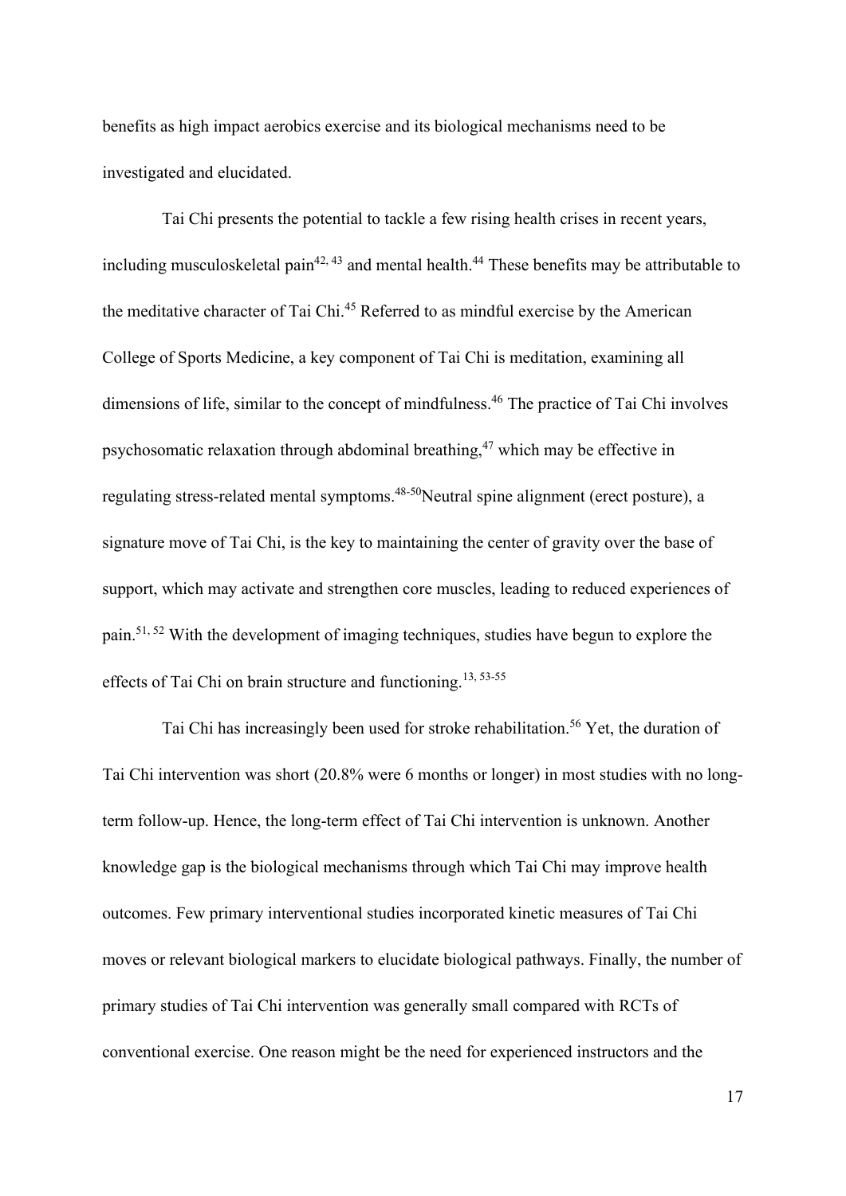benefits as high impact aerobics exercise and its biological mechanisms need to be investigated and elucidated.

Tai Chi presents the potential to tackle a few rising health crises in recent years, including musculoskeletal pain[42, 43] and mental health.[44] These benefits may be attributable to the meditative character of Tai Chi.[45] Referred to as mindful exercise by the American College of Sports Medicine, a key component of Tai Chi is meditation, examining all dimensions of life, similar to the concept of mindfulness.[46] The practice of Tai Chi involves psychosomatic relaxation through abdominal breathing,[47] which may be effective in regulating stress-related mental symptoms.[48-50]Neutral spine alignment (erect posture), a signature move of Tai Chi, is the key to maintaining the center of gravity over the base of support, which may activate and strengthen core muscles, leading to reduced experiences of pain.[51, 52] With the development of imaging techniques, studies have begun to explore the effects of Tai Chi on brain structure and functioning.[13, 53-55]

Tai Chi has increasingly been used for stroke rehabilitation.[56] Yet, the duration of Tai Chi intervention was short (20.8% were 6 months or longer) in most studies with no long-term follow-up. Hence, the long-term effect of Tai Chi intervention is unknown. Another knowledge gap is the biological mechanisms through which Tai Chi may improve health outcomes. Few primary interventional studies incorporated kinetic measures of Tai Chi moves or relevant biological markers to elucidate biological pathways. Finally, the number of primary studies of Tai Chi intervention was generally small compared with RCTs of conventional exercise. One reason might be the need for experienced instructors and the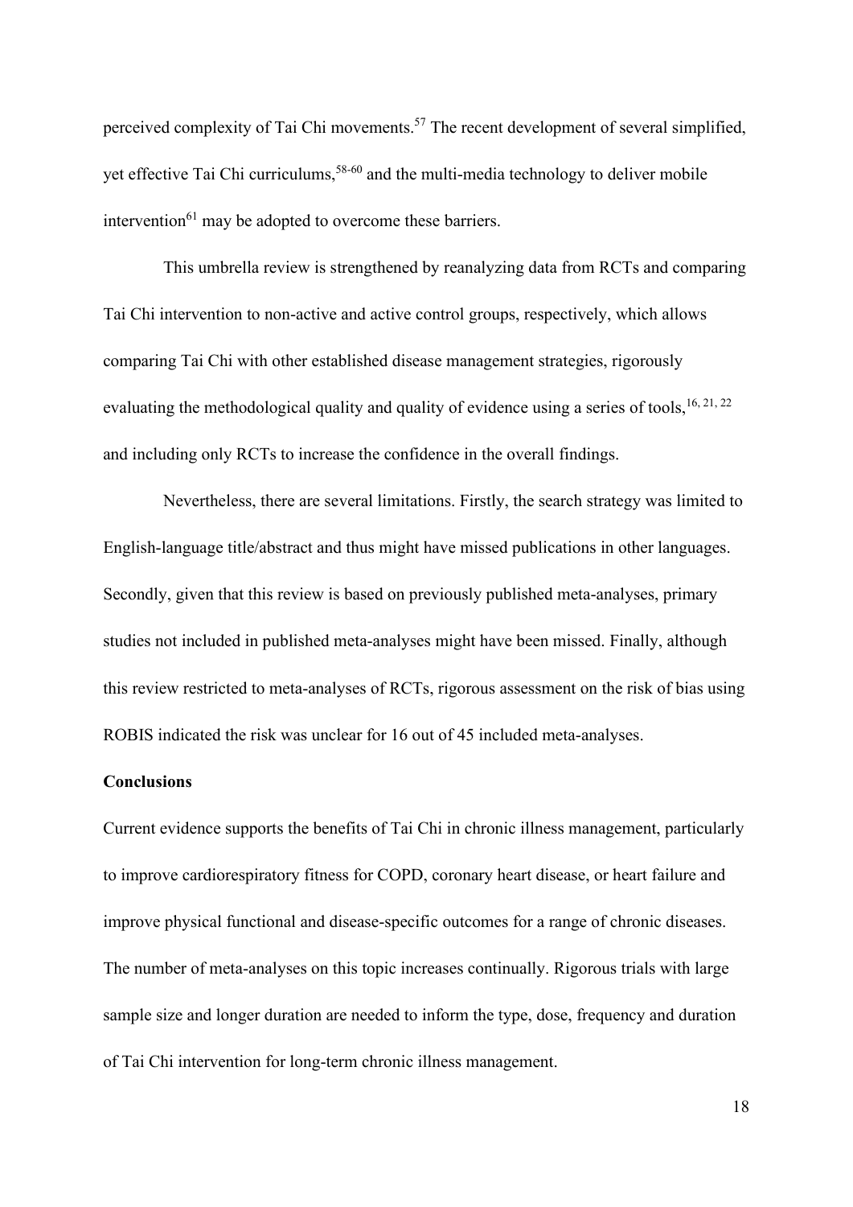perceived complexity of Tai Chi movements.[57] The recent development of several simplified, yet effective Tai Chi curriculums,[58-60] and the multi-media technology to deliver mobile intervention[61] may be adopted to overcome these barriers.

This umbrella review is strengthened by reanalyzing data from RCTs and comparing Tai Chi intervention to non-active and active control groups, respectively, which allows comparing Tai Chi with other established disease management strategies, rigorously evaluating the methodological quality and quality of evidence using a series of tools,[16, 21, 22] and including only RCTs to increase the confidence in the overall findings.

Nevertheless, there are several limitations. Firstly, the search strategy was limited to English-language title/abstract and thus might have missed publications in other languages. Secondly, given that this review is based on previously published meta-analyses, primary studies not included in published meta-analyses might have been missed. Finally, although this review restricted to meta-analyses of RCTs, rigorous assessment on the risk of bias using ROBIS indicated the risk was unclear for 16 out of 45 included meta-analyses.

**Conclusions**

Current evidence supports the benefits of Tai Chi in chronic illness management, particularly to improve cardiorespiratory fitness for COPD, coronary heart disease, or heart failure and improve physical functional and disease-specific outcomes for a range of chronic diseases. The number of meta-analyses on this topic increases continually. Rigorous trials with large sample size and longer duration are needed to inform the type, dose, frequency and duration of Tai Chi intervention for long-term chronic illness management.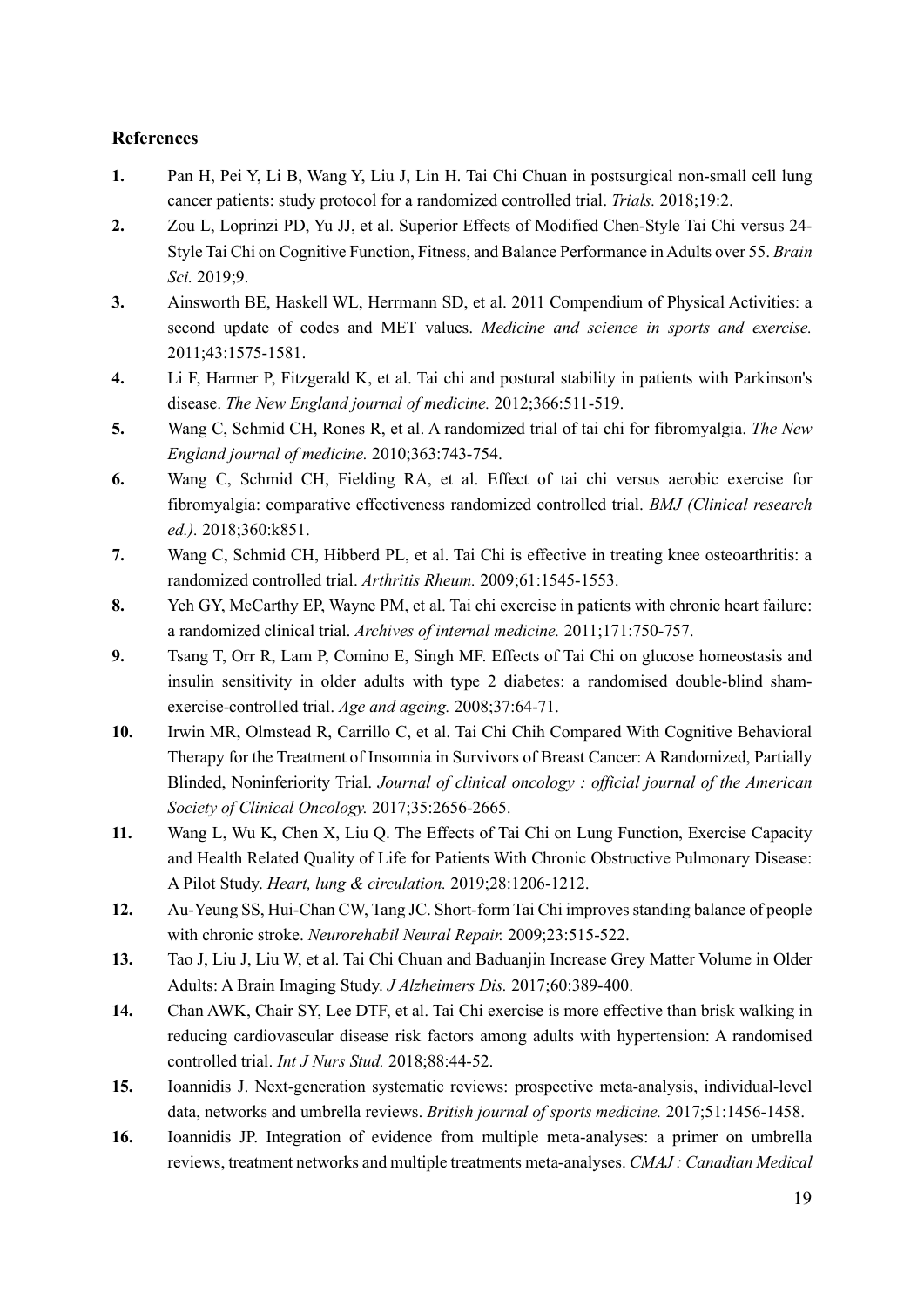## References

1. Pan H, Pei Y, Li B, Wang Y, Liu J, Lin H. Tai Chi Chuan in postsurgical non-small cell lung cancer patients: study protocol for a randomized controlled trial. *Trials.* 2018;19:2.
2. Zou L, Loprinzi PD, Yu JJ, et al. Superior Effects of Modified Chen-Style Tai Chi versus 24-Style Tai Chi on Cognitive Function, Fitness, and Balance Performance in Adults over 55. *Brain Sci.* 2019;9.
3. Ainsworth BE, Haskell WL, Herrmann SD, et al. 2011 Compendium of Physical Activities: a second update of codes and MET values. *Medicine and science in sports and exercise.* 2011;43:1575-1581.
4. Li F, Harmer P, Fitzgerald K, et al. Tai chi and postural stability in patients with Parkinson's disease. *The New England journal of medicine.* 2012;366:511-519.
5. Wang C, Schmid CH, Rones R, et al. A randomized trial of tai chi for fibromyalgia. *The New England journal of medicine.* 2010;363:743-754.
6. Wang C, Schmid CH, Fielding RA, et al. Effect of tai chi versus aerobic exercise for fibromyalgia: comparative effectiveness randomized controlled trial. *BMJ (Clinical research ed.).* 2018;360:k851.
7. Wang C, Schmid CH, Hibberd PL, et al. Tai Chi is effective in treating knee osteoarthritis: a randomized controlled trial. *Arthritis Rheum.* 2009;61:1545-1553.
8. Yeh GY, McCarthy EP, Wayne PM, et al. Tai chi exercise in patients with chronic heart failure: a randomized clinical trial. *Archives of internal medicine.* 2011;171:750-757.
9. Tsang T, Orr R, Lam P, Comino E, Singh MF. Effects of Tai Chi on glucose homeostasis and insulin sensitivity in older adults with type 2 diabetes: a randomised double-blind sham-exercise-controlled trial. *Age and ageing.* 2008;37:64-71.
10. Irwin MR, Olmstead R, Carrillo C, et al. Tai Chi Chih Compared With Cognitive Behavioral Therapy for the Treatment of Insomnia in Survivors of Breast Cancer: A Randomized, Partially Blinded, Noninferiority Trial. *Journal of clinical oncology : official journal of the American Society of Clinical Oncology.* 2017;35:2656-2665.
11. Wang L, Wu K, Chen X, Liu Q. The Effects of Tai Chi on Lung Function, Exercise Capacity and Health Related Quality of Life for Patients With Chronic Obstructive Pulmonary Disease: A Pilot Study. *Heart, lung & circulation.* 2019;28:1206-1212.
12. Au-Yeung SS, Hui-Chan CW, Tang JC. Short-form Tai Chi improves standing balance of people with chronic stroke. *Neurorehabil Neural Repair.* 2009;23:515-522.
13. Tao J, Liu J, Liu W, et al. Tai Chi Chuan and Baduanjin Increase Grey Matter Volume in Older Adults: A Brain Imaging Study. *J Alzheimers Dis.* 2017;60:389-400.
14. Chan AWK, Chair SY, Lee DTF, et al. Tai Chi exercise is more effective than brisk walking in reducing cardiovascular disease risk factors among adults with hypertension: A randomised controlled trial. *Int J Nurs Stud.* 2018;88:44-52.
15. Ioannidis J. Next-generation systematic reviews: prospective meta-analysis, individual-level data, networks and umbrella reviews. *British journal of sports medicine.* 2017;51:1456-1458.
16. Ioannidis JP. Integration of evidence from multiple meta-analyses: a primer on umbrella reviews, treatment networks and multiple treatments meta-analyses. *CMAJ : Canadian Medical*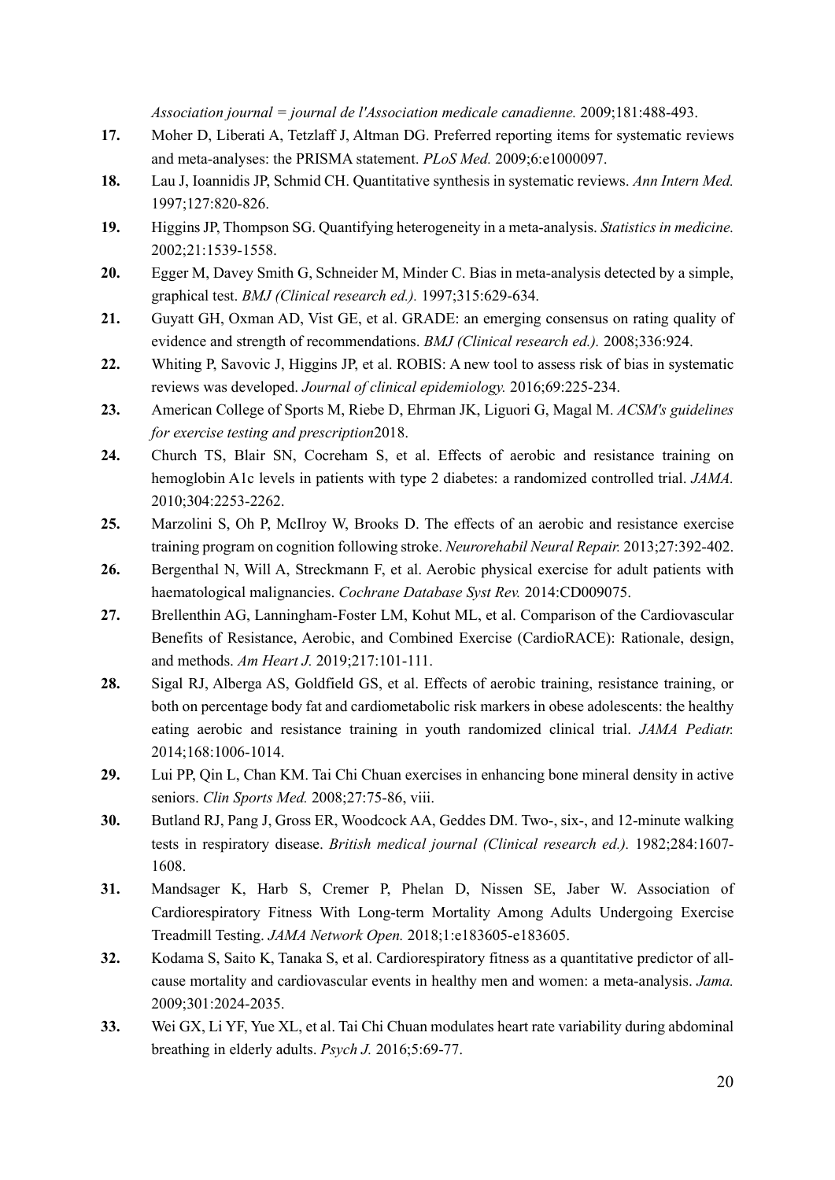*Association journal = journal de l'Association medicale canadienne.* 2009;181:488-493.

**17.** Moher D, Liberati A, Tetzlaff J, Altman DG. Preferred reporting items for systematic reviews and meta-analyses: the PRISMA statement. *PLoS Med.* 2009;6:e1000097.

**18.** Lau J, Ioannidis JP, Schmid CH. Quantitative synthesis in systematic reviews. *Ann Intern Med.* 1997;127:820-826.

**19.** Higgins JP, Thompson SG. Quantifying heterogeneity in a meta-analysis. *Statistics in medicine.* 2002;21:1539-1558.

**20.** Egger M, Davey Smith G, Schneider M, Minder C. Bias in meta-analysis detected by a simple, graphical test. *BMJ (Clinical research ed.).* 1997;315:629-634.

**21.** Guyatt GH, Oxman AD, Vist GE, et al. GRADE: an emerging consensus on rating quality of evidence and strength of recommendations. *BMJ (Clinical research ed.).* 2008;336:924.

**22.** Whiting P, Savovic J, Higgins JP, et al. ROBIS: A new tool to assess risk of bias in systematic reviews was developed. *Journal of clinical epidemiology.* 2016;69:225-234.

**23.** American College of Sports M, Riebe D, Ehrman JK, Liguori G, Magal M. *ACSM's guidelines for exercise testing and prescription*2018.

**24.** Church TS, Blair SN, Cocreham S, et al. Effects of aerobic and resistance training on hemoglobin A1c levels in patients with type 2 diabetes: a randomized controlled trial. *JAMA.* 2010;304:2253-2262.

**25.** Marzolini S, Oh P, McIlroy W, Brooks D. The effects of an aerobic and resistance exercise training program on cognition following stroke. *Neurorehabil Neural Repair.* 2013;27:392-402.

**26.** Bergenthal N, Will A, Streckmann F, et al. Aerobic physical exercise for adult patients with haematological malignancies. *Cochrane Database Syst Rev.* 2014:CD009075.

**27.** Brellenthin AG, Lanningham-Foster LM, Kohut ML, et al. Comparison of the Cardiovascular Benefits of Resistance, Aerobic, and Combined Exercise (CardioRACE): Rationale, design, and methods. *Am Heart J.* 2019;217:101-111.

**28.** Sigal RJ, Alberga AS, Goldfield GS, et al. Effects of aerobic training, resistance training, or both on percentage body fat and cardiometabolic risk markers in obese adolescents: the healthy eating aerobic and resistance training in youth randomized clinical trial. *JAMA Pediatr.* 2014;168:1006-1014.

**29.** Lui PP, Qin L, Chan KM. Tai Chi Chuan exercises in enhancing bone mineral density in active seniors. *Clin Sports Med.* 2008;27:75-86, viii.

**30.** Butland RJ, Pang J, Gross ER, Woodcock AA, Geddes DM. Two-, six-, and 12-minute walking tests in respiratory disease. *British medical journal (Clinical research ed.).* 1982;284:1607-1608.

**31.** Mandsager K, Harb S, Cremer P, Phelan D, Nissen SE, Jaber W. Association of Cardiorespiratory Fitness With Long-term Mortality Among Adults Undergoing Exercise Treadmill Testing. *JAMA Network Open.* 2018;1:e183605-e183605.

**32.** Kodama S, Saito K, Tanaka S, et al. Cardiorespiratory fitness as a quantitative predictor of all-cause mortality and cardiovascular events in healthy men and women: a meta-analysis. *Jama.* 2009;301:2024-2035.

**33.** Wei GX, Li YF, Yue XL, et al. Tai Chi Chuan modulates heart rate variability during abdominal breathing in elderly adults. *Psych J.* 2016;5:69-77.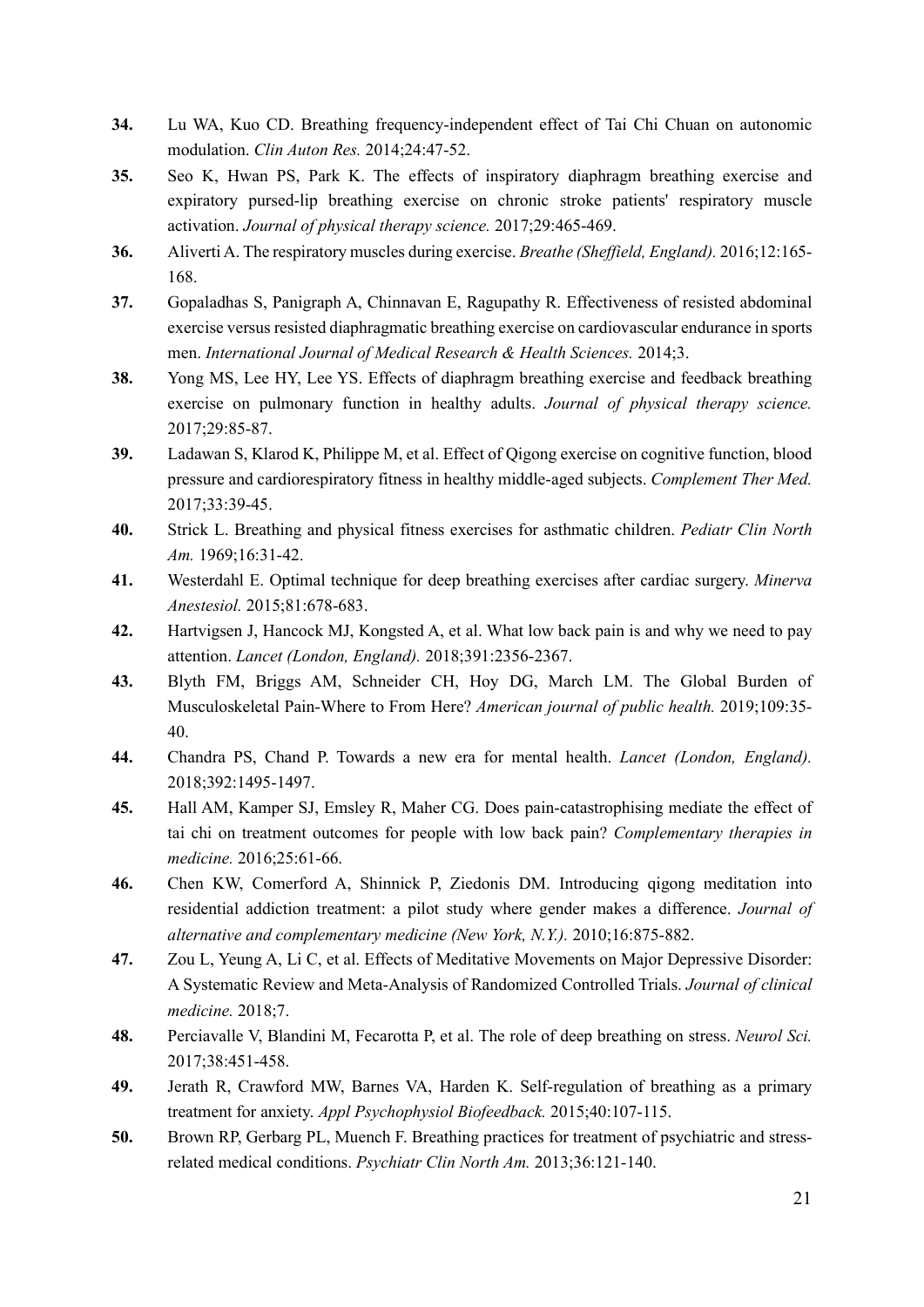**34.** Lu WA, Kuo CD. Breathing frequency-independent effect of Tai Chi Chuan on autonomic modulation. *Clin Auton Res.* 2014;24:47-52.

**35.** Seo K, Hwan PS, Park K. The effects of inspiratory diaphragm breathing exercise and expiratory pursed-lip breathing exercise on chronic stroke patients' respiratory muscle activation. *Journal of physical therapy science.* 2017;29:465-469.

**36.** Aliverti A. The respiratory muscles during exercise. *Breathe (Sheffield, England).* 2016;12:165-168.

**37.** Gopaladhas S, Panigraph A, Chinnavan E, Ragupathy R. Effectiveness of resisted abdominal exercise versus resisted diaphragmatic breathing exercise on cardiovascular endurance in sports men. *International Journal of Medical Research & Health Sciences.* 2014;3.

**38.** Yong MS, Lee HY, Lee YS. Effects of diaphragm breathing exercise and feedback breathing exercise on pulmonary function in healthy adults. *Journal of physical therapy science.* 2017;29:85-87.

**39.** Ladawan S, Klarod K, Philippe M, et al. Effect of Qigong exercise on cognitive function, blood pressure and cardiorespiratory fitness in healthy middle-aged subjects. *Complement Ther Med.* 2017;33:39-45.

**40.** Strick L. Breathing and physical fitness exercises for asthmatic children. *Pediatr Clin North Am.* 1969;16:31-42.

**41.** Westerdahl E. Optimal technique for deep breathing exercises after cardiac surgery. *Minerva Anestesiol.* 2015;81:678-683.

**42.** Hartvigsen J, Hancock MJ, Kongsted A, et al. What low back pain is and why we need to pay attention. *Lancet (London, England).* 2018;391:2356-2367.

**43.** Blyth FM, Briggs AM, Schneider CH, Hoy DG, March LM. The Global Burden of Musculoskeletal Pain-Where to From Here? *American journal of public health.* 2019;109:35-40.

**44.** Chandra PS, Chand P. Towards a new era for mental health. *Lancet (London, England).* 2018;392:1495-1497.

**45.** Hall AM, Kamper SJ, Emsley R, Maher CG. Does pain-catastrophising mediate the effect of tai chi on treatment outcomes for people with low back pain? *Complementary therapies in medicine.* 2016;25:61-66.

**46.** Chen KW, Comerford A, Shinnick P, Ziedonis DM. Introducing qigong meditation into residential addiction treatment: a pilot study where gender makes a difference. *Journal of alternative and complementary medicine (New York, N.Y.).* 2010;16:875-882.

**47.** Zou L, Yeung A, Li C, et al. Effects of Meditative Movements on Major Depressive Disorder: A Systematic Review and Meta-Analysis of Randomized Controlled Trials. *Journal of clinical medicine.* 2018;7.

**48.** Perciavalle V, Blandini M, Fecarotta P, et al. The role of deep breathing on stress. *Neurol Sci.* 2017;38:451-458.

**49.** Jerath R, Crawford MW, Barnes VA, Harden K. Self-regulation of breathing as a primary treatment for anxiety. *Appl Psychophysiol Biofeedback.* 2015;40:107-115.

**50.** Brown RP, Gerbarg PL, Muench F. Breathing practices for treatment of psychiatric and stress-related medical conditions. *Psychiatr Clin North Am.* 2013;36:121-140.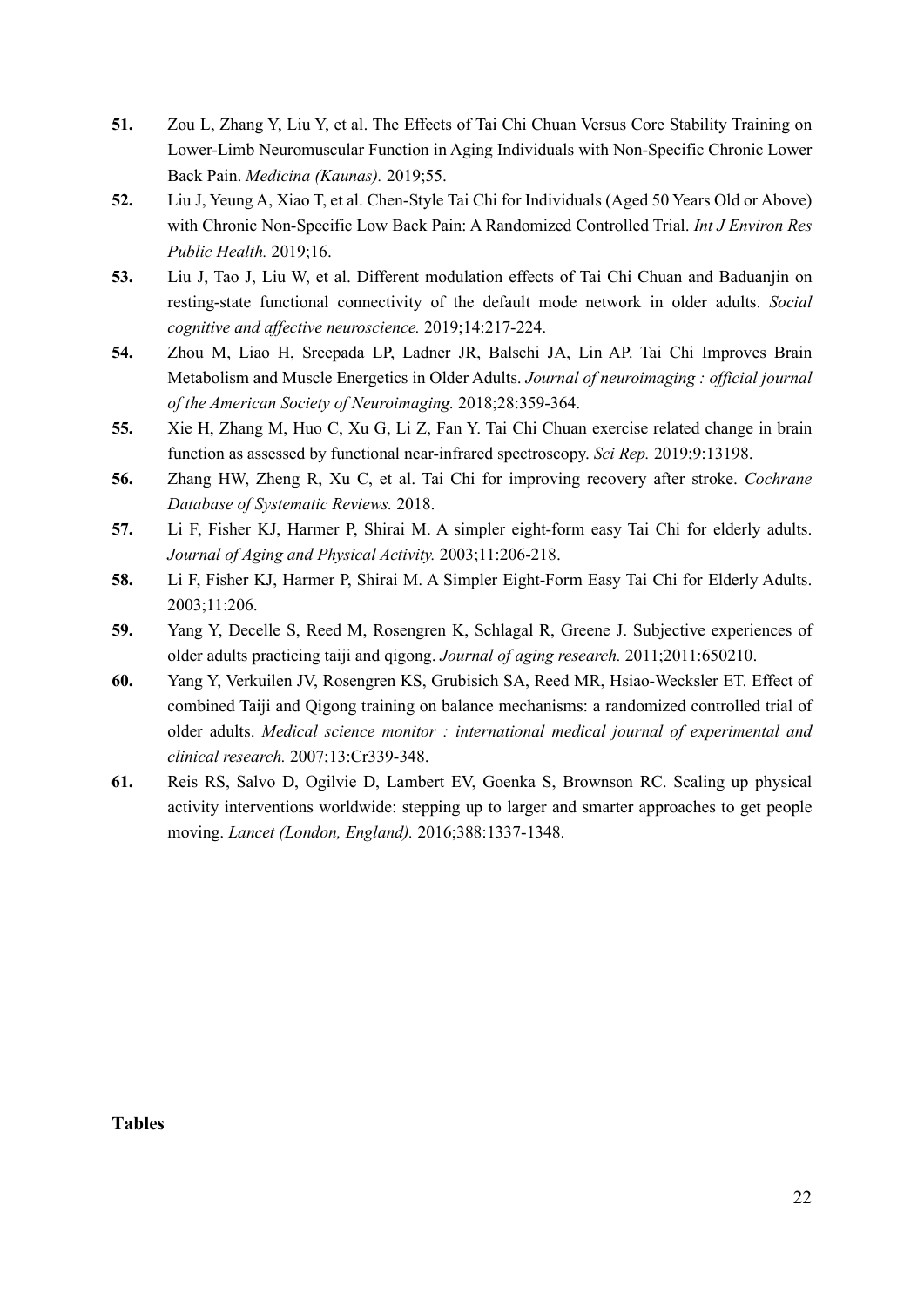**51.** Zou L, Zhang Y, Liu Y, et al. The Effects of Tai Chi Chuan Versus Core Stability Training on Lower-Limb Neuromuscular Function in Aging Individuals with Non-Specific Chronic Lower Back Pain. *Medicina (Kaunas).* 2019;55.

**52.** Liu J, Yeung A, Xiao T, et al. Chen-Style Tai Chi for Individuals (Aged 50 Years Old or Above) with Chronic Non-Specific Low Back Pain: A Randomized Controlled Trial. *Int J Environ Res Public Health.* 2019;16.

**53.** Liu J, Tao J, Liu W, et al. Different modulation effects of Tai Chi Chuan and Baduanjin on resting-state functional connectivity of the default mode network in older adults. *Social cognitive and affective neuroscience.* 2019;14:217-224.

**54.** Zhou M, Liao H, Sreepada LP, Ladner JR, Balschi JA, Lin AP. Tai Chi Improves Brain Metabolism and Muscle Energetics in Older Adults. *Journal of neuroimaging : official journal of the American Society of Neuroimaging.* 2018;28:359-364.

**55.** Xie H, Zhang M, Huo C, Xu G, Li Z, Fan Y. Tai Chi Chuan exercise related change in brain function as assessed by functional near-infrared spectroscopy. *Sci Rep.* 2019;9:13198.

**56.** Zhang HW, Zheng R, Xu C, et al. Tai Chi for improving recovery after stroke. *Cochrane Database of Systematic Reviews.* 2018.

**57.** Li F, Fisher KJ, Harmer P, Shirai M. A simpler eight-form easy Tai Chi for elderly adults. *Journal of Aging and Physical Activity.* 2003;11:206-218.

**58.** Li F, Fisher KJ, Harmer P, Shirai M. A Simpler Eight-Form Easy Tai Chi for Elderly Adults. 2003;11:206.

**59.** Yang Y, Decelle S, Reed M, Rosengren K, Schlagal R, Greene J. Subjective experiences of older adults practicing taiji and qigong. *Journal of aging research.* 2011;2011:650210.

**60.** Yang Y, Verkuilen JV, Rosengren KS, Grubisich SA, Reed MR, Hsiao-Wecksler ET. Effect of combined Taiji and Qigong training on balance mechanisms: a randomized controlled trial of older adults. *Medical science monitor : international medical journal of experimental and clinical research.* 2007;13:Cr339-348.

**61.** Reis RS, Salvo D, Ogilvie D, Lambert EV, Goenka S, Brownson RC. Scaling up physical activity interventions worldwide: stepping up to larger and smarter approaches to get people moving. *Lancet (London, England).* 2016;388:1337-1348.

## Tables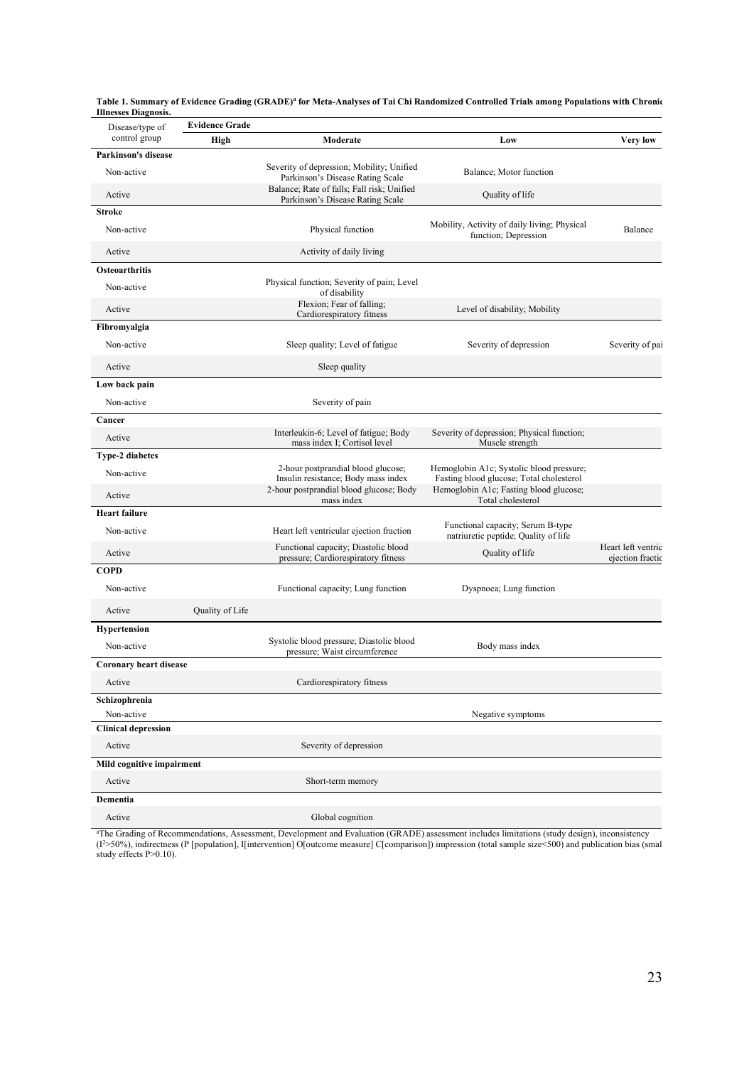**Table 1. Summary of Evidence Grading (GRADE)[a] for Meta-Analyses of Tai Chi Randomized Controlled Trials among Populations with Chronic Illnesses Diagnosis.**

| Disease/type of control group | Evidence Grade | | | |
|---|---|---|---|---|
| | High | Moderate | Low | Very low |
| **Parkinson's disease** | | | | |
| Non-active | | Severity of depression; Mobility; Unified Parkinson's Disease Rating Scale | Balance; Motor function | |
| Active | | Balance; Rate of falls; Fall risk; Unified Parkinson's Disease Rating Scale | Quality of life | |
| **Stroke** | | | | |
| Non-active | | Physical function | Mobility, Activity of daily living; Physical function; Depression | Balance |
| Active | | Activity of daily living | | |
| **Osteoarthritis** | | | | |
| Non-active | | Physical function; Severity of pain; Level of disability | | |
| Active | | Flexion; Fear of falling; Cardiorespiratory fitness | Level of disability; Mobility | |
| **Fibromyalgia** | | | | |
| Non-active | | Sleep quality; Level of fatigue | Severity of depression | Severity of pai |
| Active | | Sleep quality | | |
| **Low back pain** | | | | |
| Non-active | | Severity of pain | | |
| **Cancer** | | | | |
| Active | | Interleukin-6; Level of fatigue; Body mass index I; Cortisol level | Severity of depression; Physical function; Muscle strength | |
| **Type-2 diabetes** | | | | |
| Non-active | | 2-hour postprandial blood glucose; Insulin resistance; Body mass index | Hemoglobin A1c; Systolic blood pressure; Fasting blood glucose; Total cholesterol | |
| Active | | 2-hour postprandial blood glucose; Body mass index | Hemoglobin A1c; Fasting blood glucose; Total cholesterol | |
| **Heart failure** | | | | |
| Non-active | | Heart left ventricular ejection fraction | Functional capacity; Serum B-type natriuretic peptide; Quality of life | |
| Active | | Functional capacity; Diastolic blood pressure; Cardiorespiratory fitness | Quality of life | Heart left ventric ejection fractio |
| **COPD** | | | | |
| Non-active | | Functional capacity; Lung function | Dyspnoea; Lung function | |
| Active | Quality of Life | | | |
| **Hypertension** | | | | |
| Non-active | | Systolic blood pressure; Diastolic blood pressure; Waist circumference | Body mass index | |
| **Coronary heart disease** | | | | |
| Active | | Cardiorespiratory fitness | | |
| **Schizophrenia** | | | | |
| Non-active | | | Negative symptoms | |
| **Clinical depression** | | | | |
| Active | | Severity of depression | | |
| **Mild cognitive impairment** | | | | |
| Active | | Short-term memory | | |
| **Dementia** | | | | |
| Active | | Global cognition | | |

[a]The Grading of Recommendations, Assessment, Development and Evaluation (GRADE) assessment includes limitations (study design), inconsistency ($I^2$>50%), indirectness (P [population], I[intervention] O[outcome measure] C[comparison]) impression (total sample size<500) and publication bias (smal study effects P>0.10).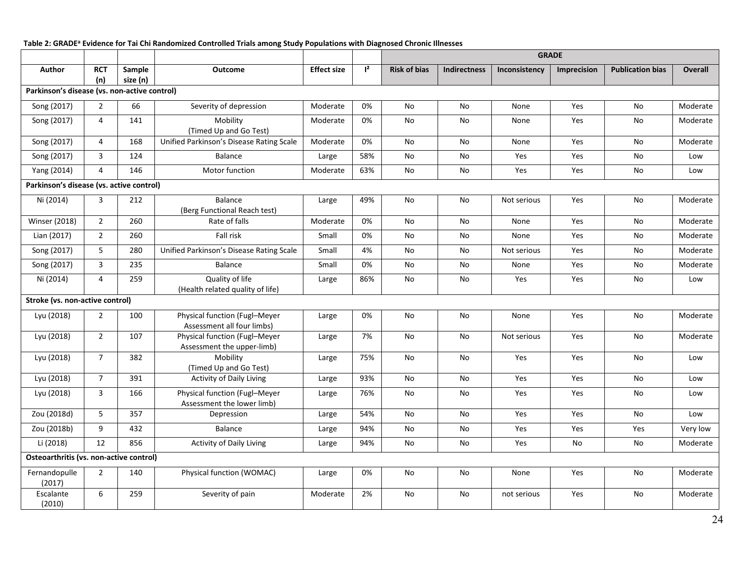**Table 2: GRADE[a] Evidence for Tai Chi Randomized Controlled Trials among Study Populations with Diagnosed Chronic Illnesses**

| | | | | | | GRADE | | | | | |
|---|---|---|---|---|---|---|---|---|---|---|---|
| **Author** | **RCT (n)** | **Sample size (n)** | **Outcome** | **Effect size** | **$I^2$** | **Risk of bias** | **Indirectness** | **Inconsistency** | **Imprecision** | **Publication bias** | **Overall** |
| **Parkinson's disease (vs. non-active control)** | | | | | | | | | | | |
| Song (2017) | 2 | 66 | Severity of depression | Moderate | 0% | No | No | None | Yes | No | Moderate |
| Song (2017) | 4 | 141 | Mobility (Timed Up and Go Test) | Moderate | 0% | No | No | None | Yes | No | Moderate |
| Song (2017) | 4 | 168 | Unified Parkinson's Disease Rating Scale | Moderate | 0% | No | No | None | Yes | No | Moderate |
| Song (2017) | 3 | 124 | Balance | Large | 58% | No | No | Yes | Yes | No | Low |
| Yang (2014) | 4 | 146 | Motor function | Moderate | 63% | No | No | Yes | Yes | No | Low |
| **Parkinson's disease (vs. active control)** | | | | | | | | | | | |
| Ni (2014) | 3 | 212 | Balance (Berg Functional Reach test) | Large | 49% | No | No | Not serious | Yes | No | Moderate |
| Winser (2018) | 2 | 260 | Rate of falls | Moderate | 0% | No | No | None | Yes | No | Moderate |
| Lian (2017) | 2 | 260 | Fall risk | Small | 0% | No | No | None | Yes | No | Moderate |
| Song (2017) | 5 | 280 | Unified Parkinson's Disease Rating Scale | Small | 4% | No | No | Not serious | Yes | No | Moderate |
| Song (2017) | 3 | 235 | Balance | Small | 0% | No | No | None | Yes | No | Moderate |
| Ni (2014) | 4 | 259 | Quality of life (Health related quality of life) | Large | 86% | No | No | Yes | Yes | No | Low |
| **Stroke (vs. non-active control)** | | | | | | | | | | | |
| Lyu (2018) | 2 | 100 | Physical function (Fugl–Meyer Assessment all four limbs) | Large | 0% | No | No | None | Yes | No | Moderate |
| Lyu (2018) | 2 | 107 | Physical function (Fugl–Meyer Assessment the upper-limb) | Large | 7% | No | No | Not serious | Yes | No | Moderate |
| Lyu (2018) | 7 | 382 | Mobility (Timed Up and Go Test) | Large | 75% | No | No | Yes | Yes | No | Low |
| Lyu (2018) | 7 | 391 | Activity of Daily Living | Large | 93% | No | No | Yes | Yes | No | Low |
| Lyu (2018) | 3 | 166 | Physical function (Fugl–Meyer Assessment the lower limb) | Large | 76% | No | No | Yes | Yes | No | Low |
| Zou (2018d) | 5 | 357 | Depression | Large | 54% | No | No | Yes | Yes | No | Low |
| Zou (2018b) | 9 | 432 | Balance | Large | 94% | No | No | Yes | Yes | Yes | Very low |
| Li (2018) | 12 | 856 | Activity of Daily Living | Large | 94% | No | No | Yes | No | No | Moderate |
| **Osteoarthritis (vs. non-active control)** | | | | | | | | | | | |
| Fernandopulle (2017) | 2 | 140 | Physical function (WOMAC) | Large | 0% | No | No | None | Yes | No | Moderate |
| Escalante (2010) | 6 | 259 | Severity of pain | Moderate | 2% | No | No | not serious | Yes | No | Moderate |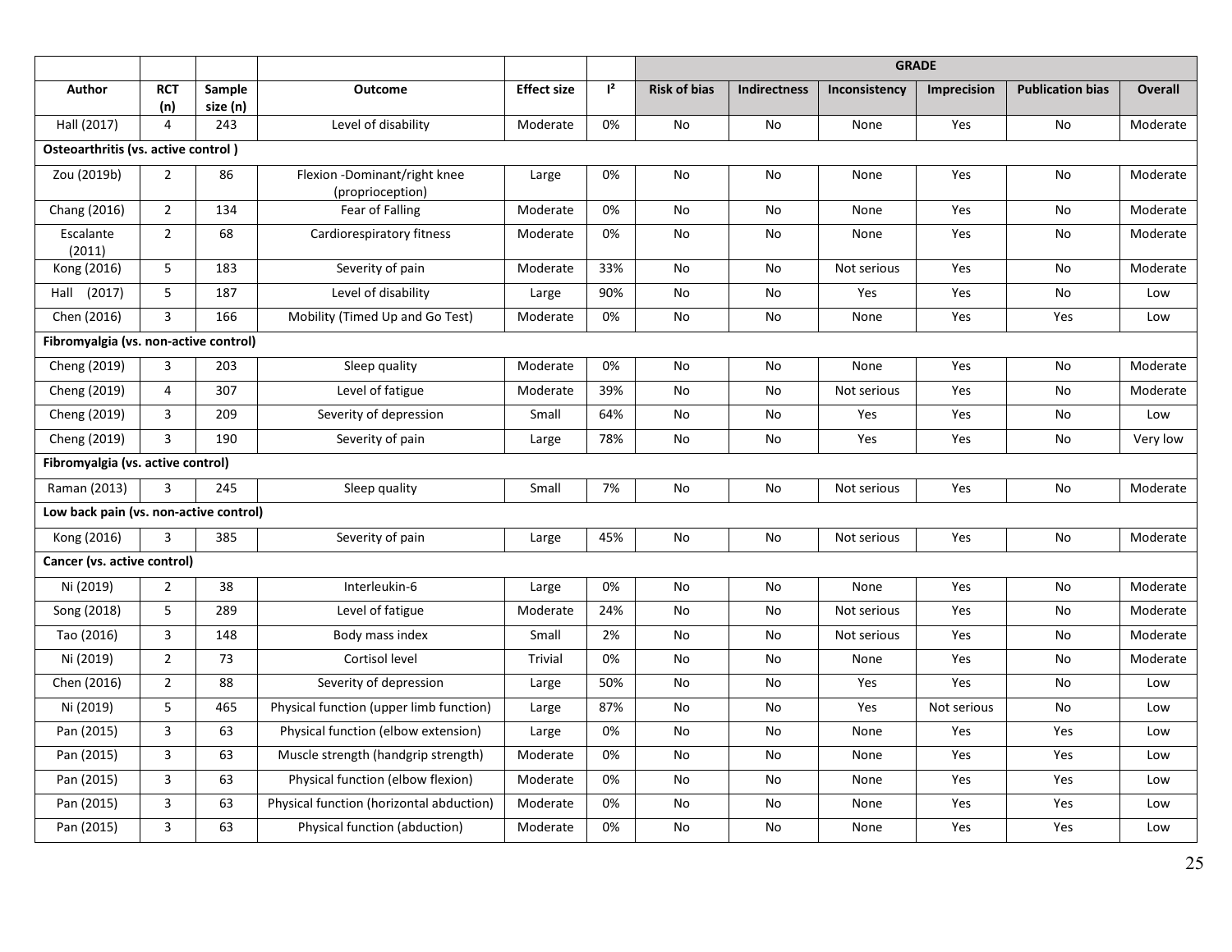| Author | RCT (n) | Sample size (n) | Outcome | Effect size | I² | GRADE | | | | | |
|---|---|---|---|---|---|---|---|---|---|---|---|
| | | | | | | Risk of bias | Indirectness | Inconsistency | Imprecision | Publication bias | Overall |
| Hall (2017) | 4 | 243 | Level of disability | Moderate | 0% | No | No | None | Yes | No | Moderate |
| **Osteoarthritis (vs. active control )** | | | | | | | | | | | |
| Zou (2019b) | 2 | 86 | Flexion -Dominant/right knee (proprioception) | Large | 0% | No | No | None | Yes | No | Moderate |
| Chang (2016) | 2 | 134 | Fear of Falling | Moderate | 0% | No | No | None | Yes | No | Moderate |
| Escalante (2011) | 2 | 68 | Cardiorespiratory fitness | Moderate | 0% | No | No | None | Yes | No | Moderate |
| Kong (2016) | 5 | 183 | Severity of pain | Moderate | 33% | No | No | Not serious | Yes | No | Moderate |
| Hall (2017) | 5 | 187 | Level of disability | Large | 90% | No | No | Yes | Yes | No | Low |
| Chen (2016) | 3 | 166 | Mobility (Timed Up and Go Test) | Moderate | 0% | No | No | None | Yes | Yes | Low |
| **Fibromyalgia (vs. non-active control)** | | | | | | | | | | | |
| Cheng (2019) | 3 | 203 | Sleep quality | Moderate | 0% | No | No | None | Yes | No | Moderate |
| Cheng (2019) | 4 | 307 | Level of fatigue | Moderate | 39% | No | No | Not serious | Yes | No | Moderate |
| Cheng (2019) | 3 | 209 | Severity of depression | Small | 64% | No | No | Yes | Yes | No | Low |
| Cheng (2019) | 3 | 190 | Severity of pain | Large | 78% | No | No | Yes | Yes | No | Very low |
| **Fibromyalgia (vs. active control)** | | | | | | | | | | | |
| Raman (2013) | 3 | 245 | Sleep quality | Small | 7% | No | No | Not serious | Yes | No | Moderate |
| **Low back pain (vs. non-active control)** | | | | | | | | | | | |
| Kong (2016) | 3 | 385 | Severity of pain | Large | 45% | No | No | Not serious | Yes | No | Moderate |
| **Cancer (vs. active control)** | | | | | | | | | | | |
| Ni (2019) | 2 | 38 | Interleukin-6 | Large | 0% | No | No | None | Yes | No | Moderate |
| Song (2018) | 5 | 289 | Level of fatigue | Moderate | 24% | No | No | Not serious | Yes | No | Moderate |
| Tao (2016) | 3 | 148 | Body mass index | Small | 2% | No | No | Not serious | Yes | No | Moderate |
| Ni (2019) | 2 | 73 | Cortisol level | Trivial | 0% | No | No | None | Yes | No | Moderate |
| Chen (2016) | 2 | 88 | Severity of depression | Large | 50% | No | No | Yes | Yes | No | Low |
| Ni (2019) | 5 | 465 | Physical function (upper limb function) | Large | 87% | No | No | Yes | Not serious | No | Low |
| Pan (2015) | 3 | 63 | Physical function (elbow extension) | Large | 0% | No | No | None | Yes | Yes | Low |
| Pan (2015) | 3 | 63 | Muscle strength (handgrip strength) | Moderate | 0% | No | No | None | Yes | Yes | Low |
| Pan (2015) | 3 | 63 | Physical function (elbow flexion) | Moderate | 0% | No | No | None | Yes | Yes | Low |
| Pan (2015) | 3 | 63 | Physical function (horizontal abduction) | Moderate | 0% | No | No | None | Yes | Yes | Low |
| Pan (2015) | 3 | 63 | Physical function (abduction) | Moderate | 0% | No | No | None | Yes | Yes | Low |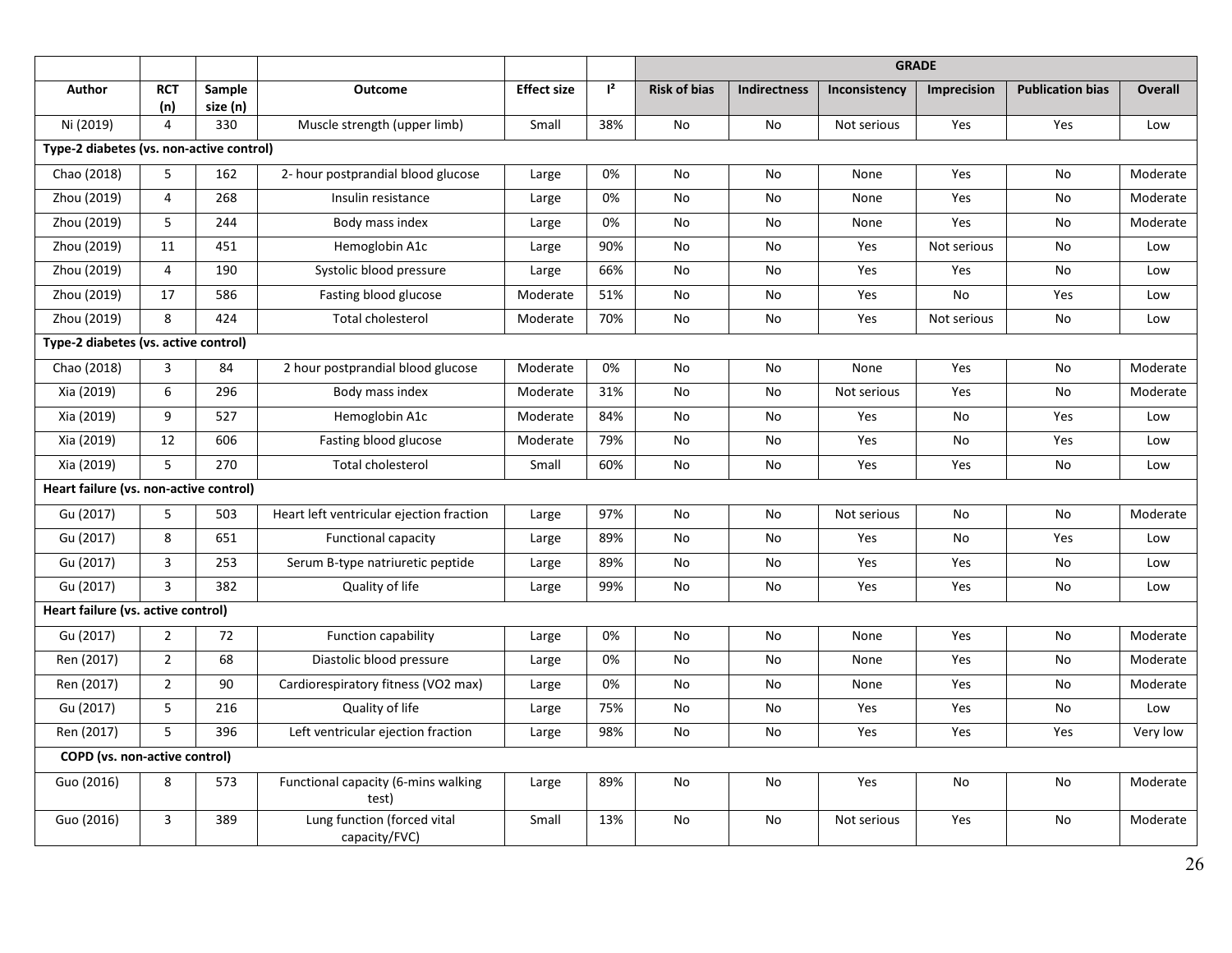| | | | | | | GRADE | | | | | |
|---|---|---|---|---|---|---|---|---|---|---|---|
| **Author** | **RCT (n)** | **Sample size (n)** | **Outcome** | **Effect size** | **I²** | **Risk of bias** | **Indirectness** | **Inconsistency** | **Imprecision** | **Publication bias** | **Overall** |
| Ni (2019) | 4 | 330 | Muscle strength (upper limb) | Small | 38% | No | No | Not serious | Yes | Yes | Low |
| **Type-2 diabetes (vs. non-active control)** | | | | | | | | | | | |
| Chao (2018) | 5 | 162 | 2- hour postprandial blood glucose | Large | 0% | No | No | None | Yes | No | Moderate |
| Zhou (2019) | 4 | 268 | Insulin resistance | Large | 0% | No | No | None | Yes | No | Moderate |
| Zhou (2019) | 5 | 244 | Body mass index | Large | 0% | No | No | None | Yes | No | Moderate |
| Zhou (2019) | 11 | 451 | Hemoglobin A1c | Large | 90% | No | No | Yes | Not serious | No | Low |
| Zhou (2019) | 4 | 190 | Systolic blood pressure | Large | 66% | No | No | Yes | Yes | No | Low |
| Zhou (2019) | 17 | 586 | Fasting blood glucose | Moderate | 51% | No | No | Yes | No | Yes | Low |
| Zhou (2019) | 8 | 424 | Total cholesterol | Moderate | 70% | No | No | Yes | Not serious | No | Low |
| **Type-2 diabetes (vs. active control)** | | | | | | | | | | | |
| Chao (2018) | 3 | 84 | 2 hour postprandial blood glucose | Moderate | 0% | No | No | None | Yes | No | Moderate |
| Xia (2019) | 6 | 296 | Body mass index | Moderate | 31% | No | No | Not serious | Yes | No | Moderate |
| Xia (2019) | 9 | 527 | Hemoglobin A1c | Moderate | 84% | No | No | Yes | No | Yes | Low |
| Xia (2019) | 12 | 606 | Fasting blood glucose | Moderate | 79% | No | No | Yes | No | Yes | Low |
| Xia (2019) | 5 | 270 | Total cholesterol | Small | 60% | No | No | Yes | Yes | No | Low |
| **Heart failure (vs. non-active control)** | | | | | | | | | | | |
| Gu (2017) | 5 | 503 | Heart left ventricular ejection fraction | Large | 97% | No | No | Not serious | No | No | Moderate |
| Gu (2017) | 8 | 651 | Functional capacity | Large | 89% | No | No | Yes | No | Yes | Low |
| Gu (2017) | 3 | 253 | Serum B-type natriuretic peptide | Large | 89% | No | No | Yes | Yes | No | Low |
| Gu (2017) | 3 | 382 | Quality of life | Large | 99% | No | No | Yes | Yes | No | Low |
| **Heart failure (vs. active control)** | | | | | | | | | | | |
| Gu (2017) | 2 | 72 | Function capability | Large | 0% | No | No | None | Yes | No | Moderate |
| Ren (2017) | 2 | 68 | Diastolic blood pressure | Large | 0% | No | No | None | Yes | No | Moderate |
| Ren (2017) | 2 | 90 | Cardiorespiratory fitness (VO2 max) | Large | 0% | No | No | None | Yes | No | Moderate |
| Gu (2017) | 5 | 216 | Quality of life | Large | 75% | No | No | Yes | Yes | No | Low |
| Ren (2017) | 5 | 396 | Left ventricular ejection fraction | Large | 98% | No | No | Yes | Yes | Yes | Very low |
| **COPD (vs. non-active control)** | | | | | | | | | | | |
| Guo (2016) | 8 | 573 | Functional capacity (6-mins walking test) | Large | 89% | No | No | Yes | No | No | Moderate |
| Guo (2016) | 3 | 389 | Lung function (forced vital capacity/FVC) | Small | 13% | No | No | Not serious | Yes | No | Moderate |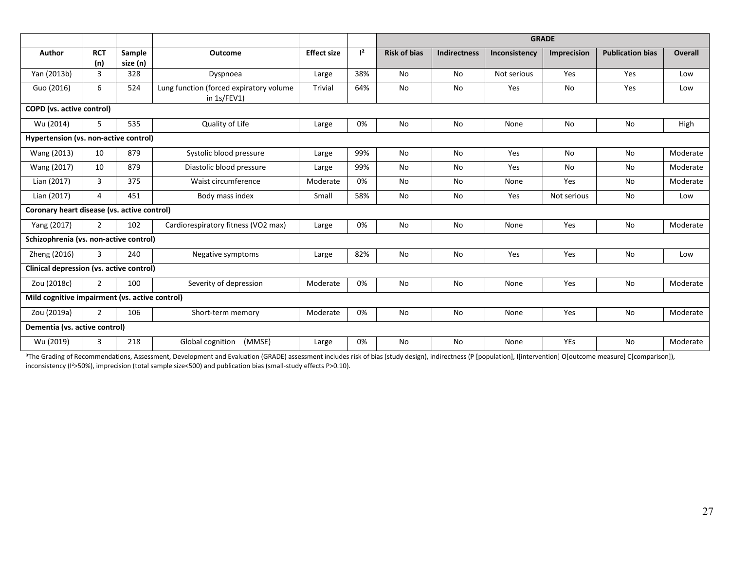| | | | | | | GRADE | | | | | |
|---|---|---|---|---|---|---|---|---|---|---|---|
| **Author** | **RCT (n)** | **Sample size (n)** | **Outcome** | **Effect size** | **$I^2$** | **Risk of bias** | **Indirectness** | **Inconsistency** | **Imprecision** | **Publication bias** | **Overall** |
| Yan (2013b) | 3 | 328 | Dyspnoea | Large | 38% | No | No | Not serious | Yes | Yes | Low |
| Guo (2016) | 6 | 524 | Lung function (forced expiratory volume in 1s/FEV1) | Trivial | 64% | No | No | Yes | No | Yes | Low |
| **COPD (vs. active control)** | | | | | | | | | | | |
| Wu (2014) | 5 | 535 | Quality of Life | Large | 0% | No | No | None | No | No | High |
| **Hypertension (vs. non-active control)** | | | | | | | | | | | |
| Wang (2013) | 10 | 879 | Systolic blood pressure | Large | 99% | No | No | Yes | No | No | Moderate |
| Wang (2017) | 10 | 879 | Diastolic blood pressure | Large | 99% | No | No | Yes | No | No | Moderate |
| Lian (2017) | 3 | 375 | Waist circumference | Moderate | 0% | No | No | None | Yes | No | Moderate |
| Lian (2017) | 4 | 451 | Body mass index | Small | 58% | No | No | Yes | Not serious | No | Low |
| **Coronary heart disease (vs. active control)** | | | | | | | | | | | |
| Yang (2017) | 2 | 102 | Cardiorespiratory fitness (VO2 max) | Large | 0% | No | No | None | Yes | No | Moderate |
| **Schizophrenia (vs. non-active control)** | | | | | | | | | | | |
| Zheng (2016) | 3 | 240 | Negative symptoms | Large | 82% | No | No | Yes | Yes | No | Low |
| **Clinical depression (vs. active control)** | | | | | | | | | | | |
| Zou (2018c) | 2 | 100 | Severity of depression | Moderate | 0% | No | No | None | Yes | No | Moderate |
| **Mild cognitive impairment (vs. active control)** | | | | | | | | | | | |
| Zou (2019a) | 2 | 106 | Short-term memory | Moderate | 0% | No | No | None | Yes | No | Moderate |
| **Dementia (vs. active control)** | | | | | | | | | | | |
| Wu (2019) | 3 | 218 | Global cognition (MMSE) | Large | 0% | No | No | None | YEs | No | Moderate |

[a]The Grading of Recommendations, Assessment, Development and Evaluation (GRADE) assessment includes risk of bias (study design), indirectness (P [population], I[intervention] O[outcome measure] C[comparison]), inconsistency ($I^2$>50%), imprecision (total sample size<500) and publication bias (small-study effects P>0.10).